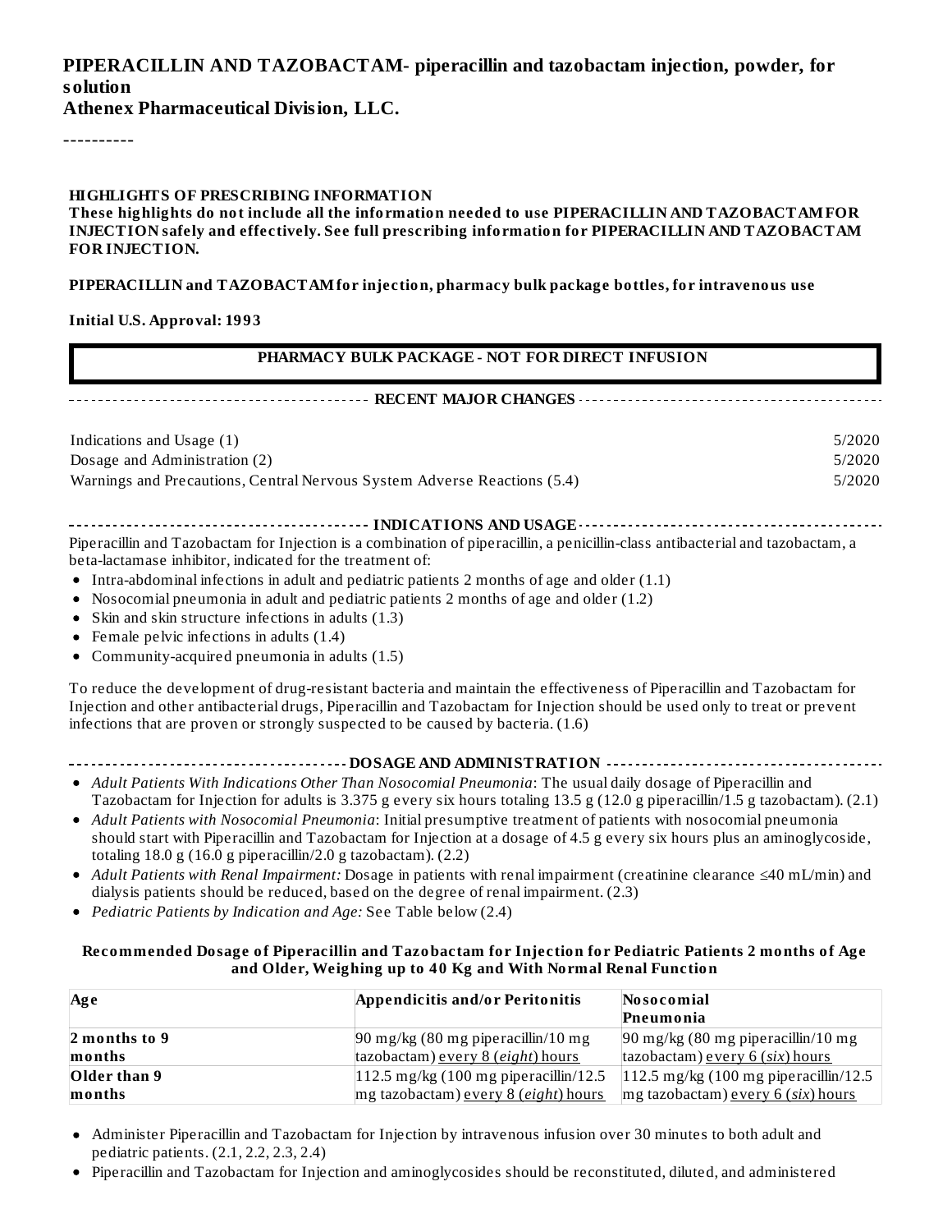# PIPERACILLIN AND TAZOBACTAM- piperacillin and tazobactam injection, powder, for solution

**Athenex Pharmaceutical Division, LLC.**

----------

**HIGHLIGHTS OF PRESCRIBING INFORMATION**

**These highlights do not include all the information needed to use PIPERACILLIN AND TAZOBACTAM FOR INJECTION safely and effectively. See full prescribing information for PIPERACILLIN AND TAZOBACTAM FOR INJECTION.**

**PIPERACILLIN and TAZOBACTAM for injection, pharmacy bulk package bottles, for intravenous use**

**Initial U.S. Approval: 1993**

**PHARMACY BULK PACKAGE - NOT FOR DIRECT INFUSION**

## RECENT MAJOR CHANGES

| | |
|---|---|
| Indications and Usage (1) | 5/2020 |
| Dosage and Administration (2) | 5/2020 |
| Warnings and Precautions, Central Nervous System Adverse Reactions (5.4) | 5/2020 |

## INDICATIONS AND USAGE

Piperacillin and Tazobactam for Injection is a combination of piperacillin, a penicillin-class antibacterial and tazobactam, a beta-lactamase inhibitor, indicated for the treatment of:

- Intra-abdominal infections in adult and pediatric patients 2 months of age and older (1.1)
- Nosocomial pneumonia in adult and pediatric patients 2 months of age and older (1.2)
- Skin and skin structure infections in adults (1.3)
- Female pelvic infections in adults (1.4)
- Community-acquired pneumonia in adults (1.5)

To reduce the development of drug-resistant bacteria and maintain the effectiveness of Piperacillin and Tazobactam for Injection and other antibacterial drugs, Piperacillin and Tazobactam for Injection should be used only to treat or prevent infections that are proven or strongly suspected to be caused by bacteria. (1.6)

## DOSAGE AND ADMINISTRATION

- *Adult Patients With Indications Other Than Nosocomial Pneumonia*: The usual daily dosage of Piperacillin and Tazobactam for Injection for adults is 3.375 g every six hours totaling 13.5 g (12.0 g piperacillin/1.5 g tazobactam). (2.1)
- *Adult Patients with Nosocomial Pneumonia*: Initial presumptive treatment of patients with nosocomial pneumonia should start with Piperacillin and Tazobactam for Injection at a dosage of 4.5 g every six hours plus an aminoglycoside, totaling 18.0 g (16.0 g piperacillin/2.0 g tazobactam). (2.2)
- *Adult Patients with Renal Impairment:* Dosage in patients with renal impairment (creatinine clearance ≤40 mL/min) and dialysis patients should be reduced, based on the degree of renal impairment. (2.3)
- *Pediatric Patients by Indication and Age:* See Table below (2.4)

**Recommended Dosage of Piperacillin and Tazobactam for Injection for Pediatric Patients 2 months of Age and Older, Weighing up to 40 Kg and With Normal Renal Function**

| Age | Appendicitis and/or Peritonitis | Nosocomial Pneumonia |
|---|---|---|
| **2 months to 9 months** | 90 mg/kg (80 mg piperacillin/10 mg tazobactam) every 8 (*eight*) hours | 90 mg/kg (80 mg piperacillin/10 mg tazobactam) every 6 (*six*) hours |
| **Older than 9 months** | 112.5 mg/kg (100 mg piperacillin/12.5 mg tazobactam) every 8 (*eight*) hours | 112.5 mg/kg (100 mg piperacillin/12.5 mg tazobactam) every 6 (*six*) hours |

- Administer Piperacillin and Tazobactam for Injection by intravenous infusion over 30 minutes to both adult and pediatric patients. (2.1, 2.2, 2.3, 2.4)
- Piperacillin and Tazobactam for Injection and aminoglycosides should be reconstituted, diluted, and administered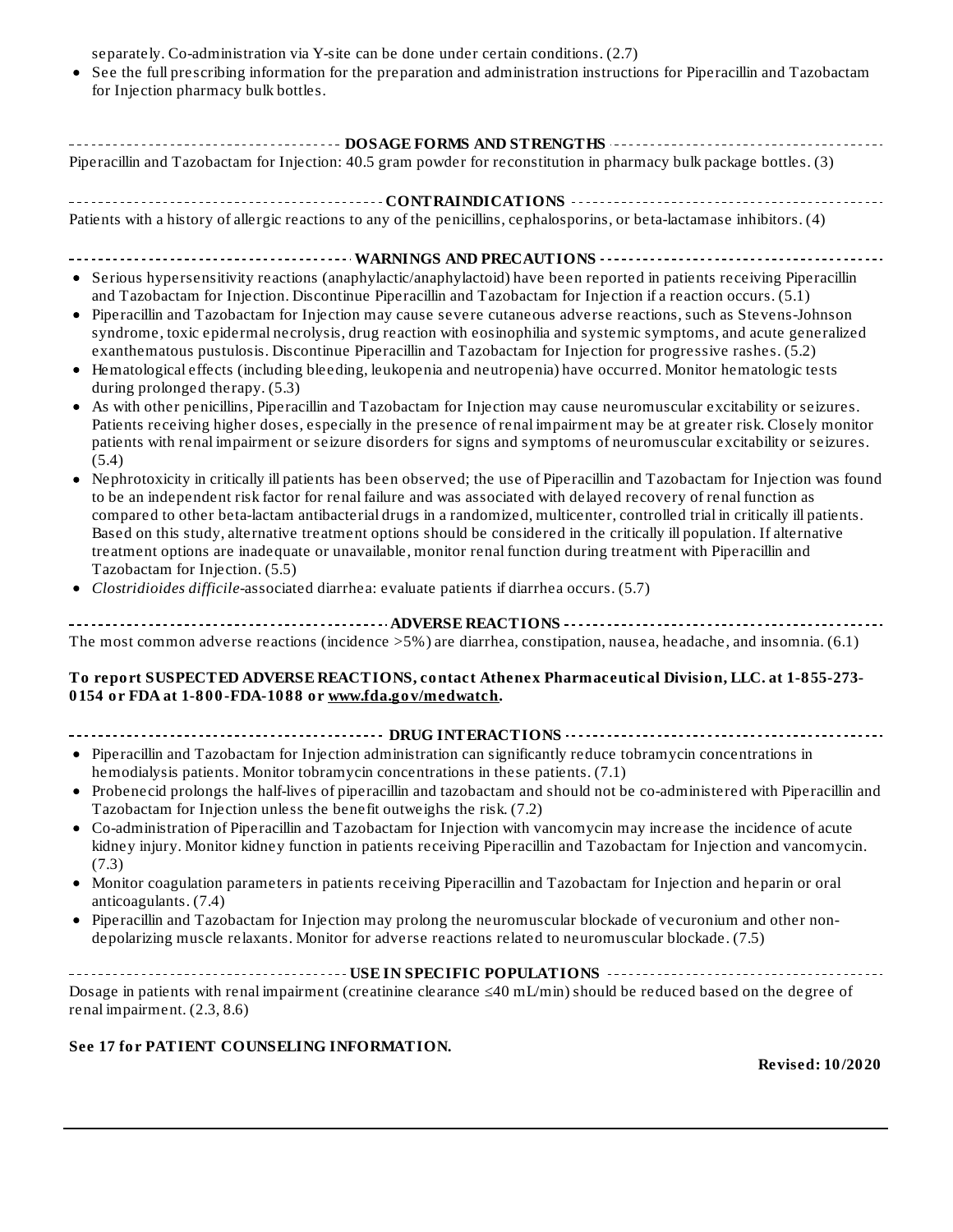separately. Co-administration via Y-site can be done under certain conditions. (2.7)

- See the full prescribing information for the preparation and administration instructions for Piperacillin and Tazobactam for Injection pharmacy bulk bottles.

## DOSAGE FORMS AND STRENGTHS

Piperacillin and Tazobactam for Injection: 40.5 gram powder for reconstitution in pharmacy bulk package bottles. (3)

## CONTRAINDICATIONS

Patients with a history of allergic reactions to any of the penicillins, cephalosporins, or beta-lactamase inhibitors. (4)

## WARNINGS AND PRECAUTIONS

- Serious hypersensitivity reactions (anaphylactic/anaphylactoid) have been reported in patients receiving Piperacillin and Tazobactam for Injection. Discontinue Piperacillin and Tazobactam for Injection if a reaction occurs. (5.1)
- Piperacillin and Tazobactam for Injection may cause severe cutaneous adverse reactions, such as Stevens-Johnson syndrome, toxic epidermal necrolysis, drug reaction with eosinophilia and systemic symptoms, and acute generalized exanthematous pustulosis. Discontinue Piperacillin and Tazobactam for Injection for progressive rashes. (5.2)
- Hematological effects (including bleeding, leukopenia and neutropenia) have occurred. Monitor hematologic tests during prolonged therapy. (5.3)
- As with other penicillins, Piperacillin and Tazobactam for Injection may cause neuromuscular excitability or seizures. Patients receiving higher doses, especially in the presence of renal impairment may be at greater risk. Closely monitor patients with renal impairment or seizure disorders for signs and symptoms of neuromuscular excitability or seizures. (5.4)
- Nephrotoxicity in critically ill patients has been observed; the use of Piperacillin and Tazobactam for Injection was found to be an independent risk factor for renal failure and was associated with delayed recovery of renal function as compared to other beta-lactam antibacterial drugs in a randomized, multicenter, controlled trial in critically ill patients. Based on this study, alternative treatment options should be considered in the critically ill population. If alternative treatment options are inadequate or unavailable, monitor renal function during treatment with Piperacillin and Tazobactam for Injection. (5.5)
- *Clostridioides difficile*-associated diarrhea: evaluate patients if diarrhea occurs. (5.7)

## ADVERSE REACTIONS

The most common adverse reactions (incidence >5%) are diarrhea, constipation, nausea, headache, and insomnia. (6.1)

**To report SUSPECTED ADVERSE REACTIONS, contact Athenex Pharmaceutical Division, LLC. at 1-855-273-0154 or FDA at 1-800-FDA-1088 or www.fda.gov/medwatch.**

## DRUG INTERACTIONS

- Piperacillin and Tazobactam for Injection administration can significantly reduce tobramycin concentrations in hemodialysis patients. Monitor tobramycin concentrations in these patients. (7.1)
- Probenecid prolongs the half-lives of piperacillin and tazobactam and should not be co-administered with Piperacillin and Tazobactam for Injection unless the benefit outweighs the risk. (7.2)
- Co-administration of Piperacillin and Tazobactam for Injection with vancomycin may increase the incidence of acute kidney injury. Monitor kidney function in patients receiving Piperacillin and Tazobactam for Injection and vancomycin. (7.3)
- Monitor coagulation parameters in patients receiving Piperacillin and Tazobactam for Injection and heparin or oral anticoagulants. (7.4)
- Piperacillin and Tazobactam for Injection may prolong the neuromuscular blockade of vecuronium and other non-depolarizing muscle relaxants. Monitor for adverse reactions related to neuromuscular blockade. (7.5)

## USE IN SPECIFIC POPULATIONS

Dosage in patients with renal impairment (creatinine clearance ≤40 mL/min) should be reduced based on the degree of renal impairment. (2.3, 8.6)

**See 17 for PATIENT COUNSELING INFORMATION.**

**Revised: 10/2020**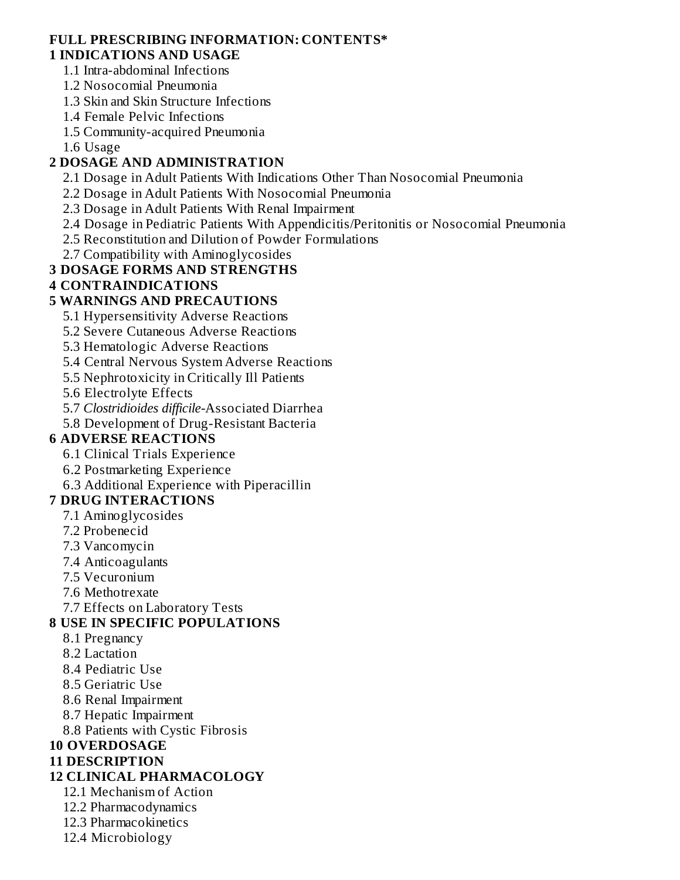**FULL PRESCRIBING INFORMATION: CONTENTS***

**1 INDICATIONS AND USAGE**

1.1 Intra-abdominal Infections
1.2 Nosocomial Pneumonia
1.3 Skin and Skin Structure Infections
1.4 Female Pelvic Infections
1.5 Community-acquired Pneumonia
1.6 Usage

**2 DOSAGE AND ADMINISTRATION**

2.1 Dosage in Adult Patients With Indications Other Than Nosocomial Pneumonia
2.2 Dosage in Adult Patients With Nosocomial Pneumonia
2.3 Dosage in Adult Patients With Renal Impairment
2.4 Dosage in Pediatric Patients With Appendicitis/Peritonitis or Nosocomial Pneumonia
2.5 Reconstitution and Dilution of Powder Formulations
2.7 Compatibility with Aminoglycosides

**3 DOSAGE FORMS AND STRENGTHS**

**4 CONTRAINDICATIONS**

**5 WARNINGS AND PRECAUTIONS**

5.1 Hypersensitivity Adverse Reactions
5.2 Severe Cutaneous Adverse Reactions
5.3 Hematologic Adverse Reactions
5.4 Central Nervous System Adverse Reactions
5.5 Nephrotoxicity in Critically Ill Patients
5.6 Electrolyte Effects
5.7 *Clostridioides difficile*-Associated Diarrhea
5.8 Development of Drug-Resistant Bacteria

**6 ADVERSE REACTIONS**

6.1 Clinical Trials Experience
6.2 Postmarketing Experience
6.3 Additional Experience with Piperacillin

**7 DRUG INTERACTIONS**

7.1 Aminoglycosides
7.2 Probenecid
7.3 Vancomycin
7.4 Anticoagulants
7.5 Vecuronium
7.6 Methotrexate
7.7 Effects on Laboratory Tests

**8 USE IN SPECIFIC POPULATIONS**

8.1 Pregnancy
8.2 Lactation
8.4 Pediatric Use
8.5 Geriatric Use
8.6 Renal Impairment
8.7 Hepatic Impairment
8.8 Patients with Cystic Fibrosis

**10 OVERDOSAGE**

**11 DESCRIPTION**

**12 CLINICAL PHARMACOLOGY**

12.1 Mechanism of Action
12.2 Pharmacodynamics
12.3 Pharmacokinetics
12.4 Microbiology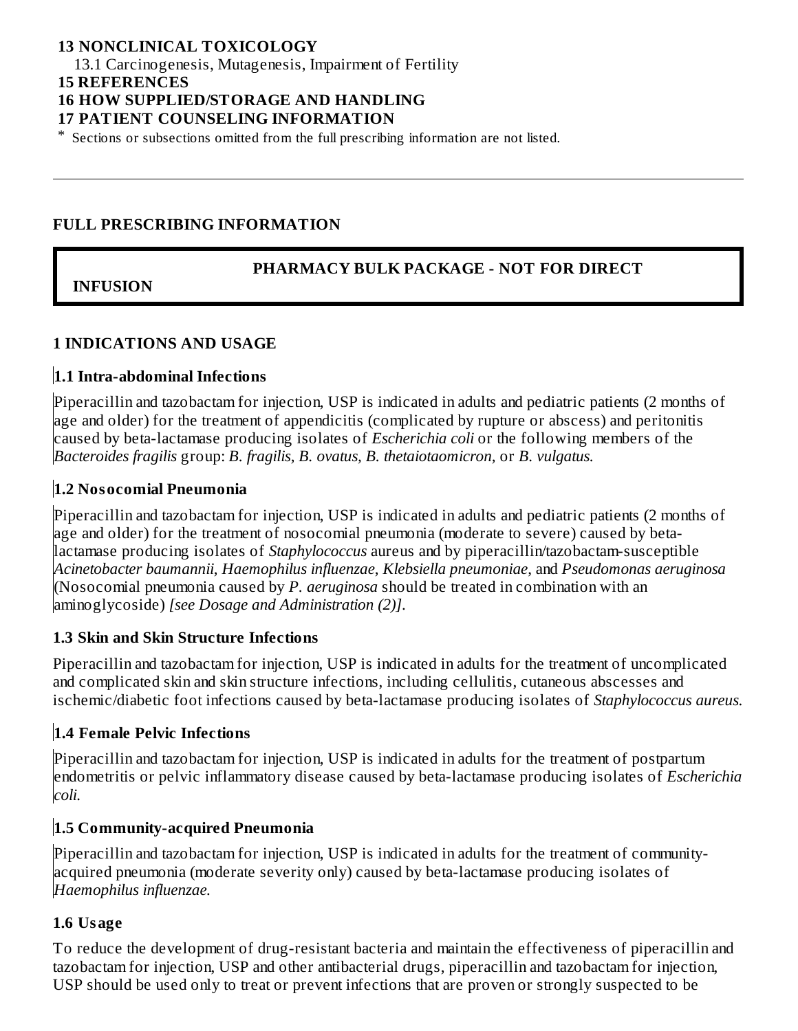**13 NONCLINICAL TOXICOLOGY**

13.1 Carcinogenesis, Mutagenesis, Impairment of Fertility

**15 REFERENCES**

**16 HOW SUPPLIED/STORAGE AND HANDLING**

**17 PATIENT COUNSELING INFORMATION**

* Sections or subsections omitted from the full prescribing information are not listed.

---

## FULL PRESCRIBING INFORMATION

**PHARMACY BULK PACKAGE - NOT FOR DIRECT INFUSION**

## 1 INDICATIONS AND USAGE

### 1.1 Intra-abdominal Infections

Piperacillin and tazobactam for injection, USP is indicated in adults and pediatric patients (2 months of age and older) for the treatment of appendicitis (complicated by rupture or abscess) and peritonitis caused by beta-lactamase producing isolates of *Escherichia coli* or the following members of the *Bacteroides fragilis* group: *B. fragilis, B. ovatus, B. thetaiotaomicron*, or *B. vulgatus.*

### 1.2 Nosocomial Pneumonia

Piperacillin and tazobactam for injection, USP is indicated in adults and pediatric patients (2 months of age and older) for the treatment of nosocomial pneumonia (moderate to severe) caused by beta-lactamase producing isolates of *Staphylococcus* aureus and by piperacillin/tazobactam-susceptible *Acinetobacter baumannii*, *Haemophilus influenzae*, *Klebsiella pneumoniae*, and *Pseudomonas aeruginosa* (Nosocomial pneumonia caused by *P. aeruginosa* should be treated in combination with an aminoglycoside) *[see Dosage and Administration (2)]*.

### 1.3 Skin and Skin Structure Infections

Piperacillin and tazobactam for injection, USP is indicated in adults for the treatment of uncomplicated and complicated skin and skin structure infections, including cellulitis, cutaneous abscesses and ischemic/diabetic foot infections caused by beta-lactamase producing isolates of *Staphylococcus aureus.*

### 1.4 Female Pelvic Infections

Piperacillin and tazobactam for injection, USP is indicated in adults for the treatment of postpartum endometritis or pelvic inflammatory disease caused by beta-lactamase producing isolates of *Escherichia coli.*

### 1.5 Community-acquired Pneumonia

Piperacillin and tazobactam for injection, USP is indicated in adults for the treatment of community-acquired pneumonia (moderate severity only) caused by beta-lactamase producing isolates of *Haemophilus influenzae.*

### 1.6 Usage

To reduce the development of drug-resistant bacteria and maintain the effectiveness of piperacillin and tazobactam for injection, USP and other antibacterial drugs, piperacillin and tazobactam for injection, USP should be used only to treat or prevent infections that are proven or strongly suspected to be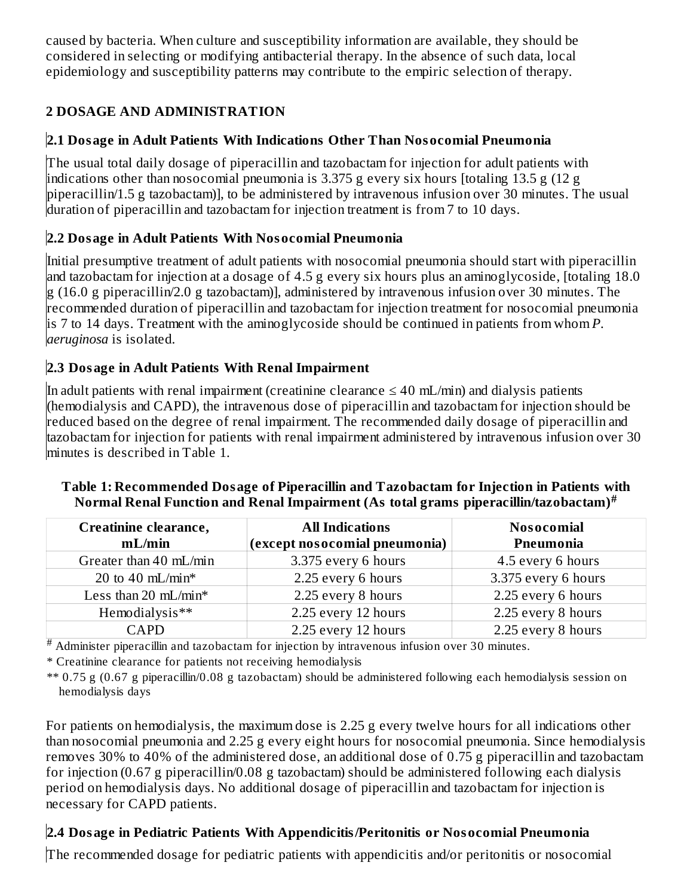caused by bacteria. When culture and susceptibility information are available, they should be considered in selecting or modifying antibacterial therapy. In the absence of such data, local epidemiology and susceptibility patterns may contribute to the empiric selection of therapy.

## 2 DOSAGE AND ADMINISTRATION

### 2.1 Dosage in Adult Patients With Indications Other Than Nosocomial Pneumonia

The usual total daily dosage of piperacillin and tazobactam for injection for adult patients with indications other than nosocomial pneumonia is 3.375 g every six hours [totaling 13.5 g (12 g piperacillin/1.5 g tazobactam)], to be administered by intravenous infusion over 30 minutes. The usual duration of piperacillin and tazobactam for injection treatment is from 7 to 10 days.

### 2.2 Dosage in Adult Patients With Nosocomial Pneumonia

Initial presumptive treatment of adult patients with nosocomial pneumonia should start with piperacillin and tazobactam for injection at a dosage of 4.5 g every six hours plus an aminoglycoside, [totaling 18.0 g (16.0 g piperacillin/2.0 g tazobactam)], administered by intravenous infusion over 30 minutes. The recommended duration of piperacillin and tazobactam for injection treatment for nosocomial pneumonia is 7 to 14 days. Treatment with the aminoglycoside should be continued in patients from whom *P. aeruginosa* is isolated.

### 2.3 Dosage in Adult Patients With Renal Impairment

In adult patients with renal impairment (creatinine clearance ≤ 40 mL/min) and dialysis patients (hemodialysis and CAPD), the intravenous dose of piperacillin and tazobactam for injection should be reduced based on the degree of renal impairment. The recommended daily dosage of piperacillin and tazobactam for injection for patients with renal impairment administered by intravenous infusion over 30 minutes is described in Table 1.

**Table 1: Recommended Dosage of Piperacillin and Tazobactam for Injection in Patients with Normal Renal Function and Renal Impairment (As total grams piperacillin/tazobactam)#**

| Creatinine clearance, mL/min | All Indications (except nosocomial pneumonia) | Nosocomial Pneumonia |
|---|---|---|
| Greater than 40 mL/min | 3.375 every 6 hours | 4.5 every 6 hours |
| 20 to 40 mL/min* | 2.25 every 6 hours | 3.375 every 6 hours |
| Less than 20 mL/min* | 2.25 every 8 hours | 2.25 every 6 hours |
| Hemodialysis** | 2.25 every 12 hours | 2.25 every 8 hours |
| CAPD | 2.25 every 12 hours | 2.25 every 8 hours |

# Administer piperacillin and tazobactam for injection by intravenous infusion over 30 minutes.

* Creatinine clearance for patients not receiving hemodialysis

** 0.75 g (0.67 g piperacillin/0.08 g tazobactam) should be administered following each hemodialysis session on hemodialysis days

For patients on hemodialysis, the maximum dose is 2.25 g every twelve hours for all indications other than nosocomial pneumonia and 2.25 g every eight hours for nosocomial pneumonia. Since hemodialysis removes 30% to 40% of the administered dose, an additional dose of 0.75 g piperacillin and tazobactam for injection (0.67 g piperacillin/0.08 g tazobactam) should be administered following each dialysis period on hemodialysis days. No additional dosage of piperacillin and tazobactam for injection is necessary for CAPD patients.

### 2.4 Dosage in Pediatric Patients With Appendicitis/Peritonitis or Nosocomial Pneumonia

The recommended dosage for pediatric patients with appendicitis and/or peritonitis or nosocomial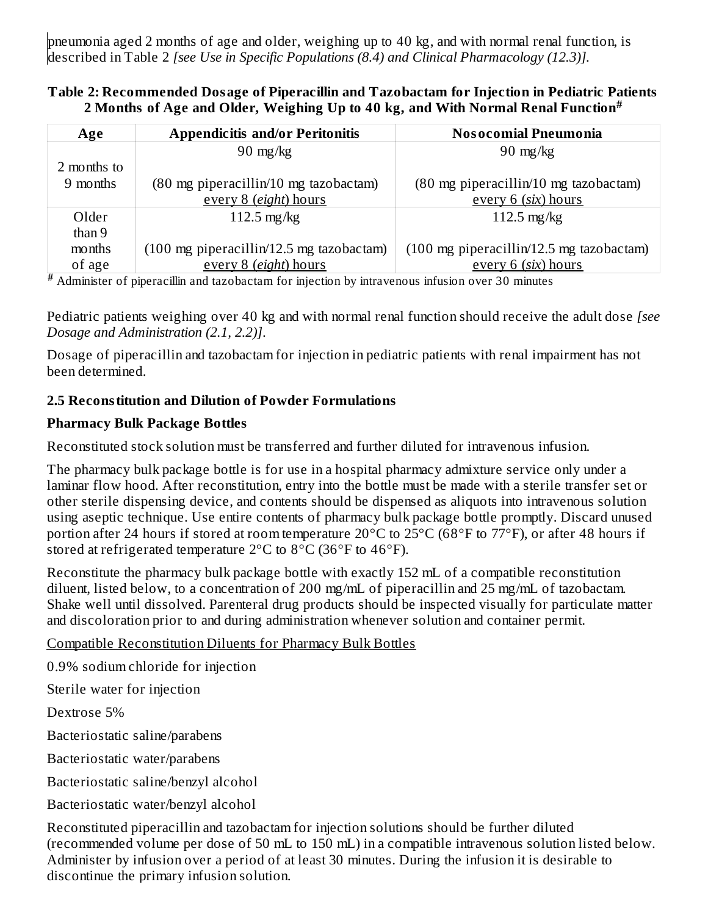pneumonia aged 2 months of age and older, weighing up to 40 kg, and with normal renal function, is described in Table 2 *[see Use in Specific Populations (8.4) and Clinical Pharmacology (12.3)]*.

**Table 2: Recommended Dosage of Piperacillin and Tazobactam for Injection in Pediatric Patients 2 Months of Age and Older, Weighing Up to 40 kg, and With Normal Renal Function#**

| Age | Appendicitis and/or Peritonitis | Nosocomial Pneumonia |
|---|---|---|
| 2 months to 9 months | 90 mg/kg<br><br>(80 mg piperacillin/10 mg tazobactam) every 8 (*eight*) hours | 90 mg/kg<br><br>(80 mg piperacillin/10 mg tazobactam) every 6 (*six*) hours |
| Older than 9 months of age | 112.5 mg/kg<br><br>(100 mg piperacillin/12.5 mg tazobactam) every 8 (*eight*) hours | 112.5 mg/kg<br><br>(100 mg piperacillin/12.5 mg tazobactam) every 6 (*six*) hours |

# Administer of piperacillin and tazobactam for injection by intravenous infusion over 30 minutes

Pediatric patients weighing over 40 kg and with normal renal function should receive the adult dose *[see Dosage and Administration (2.1, 2.2)]*.

Dosage of piperacillin and tazobactam for injection in pediatric patients with renal impairment has not been determined.

### 2.5 Reconstitution and Dilution of Powder Formulations

**Pharmacy Bulk Package Bottles**

Reconstituted stock solution must be transferred and further diluted for intravenous infusion.

The pharmacy bulk package bottle is for use in a hospital pharmacy admixture service only under a laminar flow hood. After reconstitution, entry into the bottle must be made with a sterile transfer set or other sterile dispensing device, and contents should be dispensed as aliquots into intravenous solution using aseptic technique. Use entire contents of pharmacy bulk package bottle promptly. Discard unused portion after 24 hours if stored at room temperature 20°C to 25°C (68°F to 77°F), or after 48 hours if stored at refrigerated temperature 2°C to 8°C (36°F to 46°F).

Reconstitute the pharmacy bulk package bottle with exactly 152 mL of a compatible reconstitution diluent, listed below, to a concentration of 200 mg/mL of piperacillin and 25 mg/mL of tazobactam. Shake well until dissolved. Parenteral drug products should be inspected visually for particulate matter and discoloration prior to and during administration whenever solution and container permit.

Compatible Reconstitution Diluents for Pharmacy Bulk Bottles

0.9% sodium chloride for injection

Sterile water for injection

Dextrose 5%

Bacteriostatic saline/parabens

Bacteriostatic water/parabens

Bacteriostatic saline/benzyl alcohol

Bacteriostatic water/benzyl alcohol

Reconstituted piperacillin and tazobactam for injection solutions should be further diluted (recommended volume per dose of 50 mL to 150 mL) in a compatible intravenous solution listed below. Administer by infusion over a period of at least 30 minutes. During the infusion it is desirable to discontinue the primary infusion solution.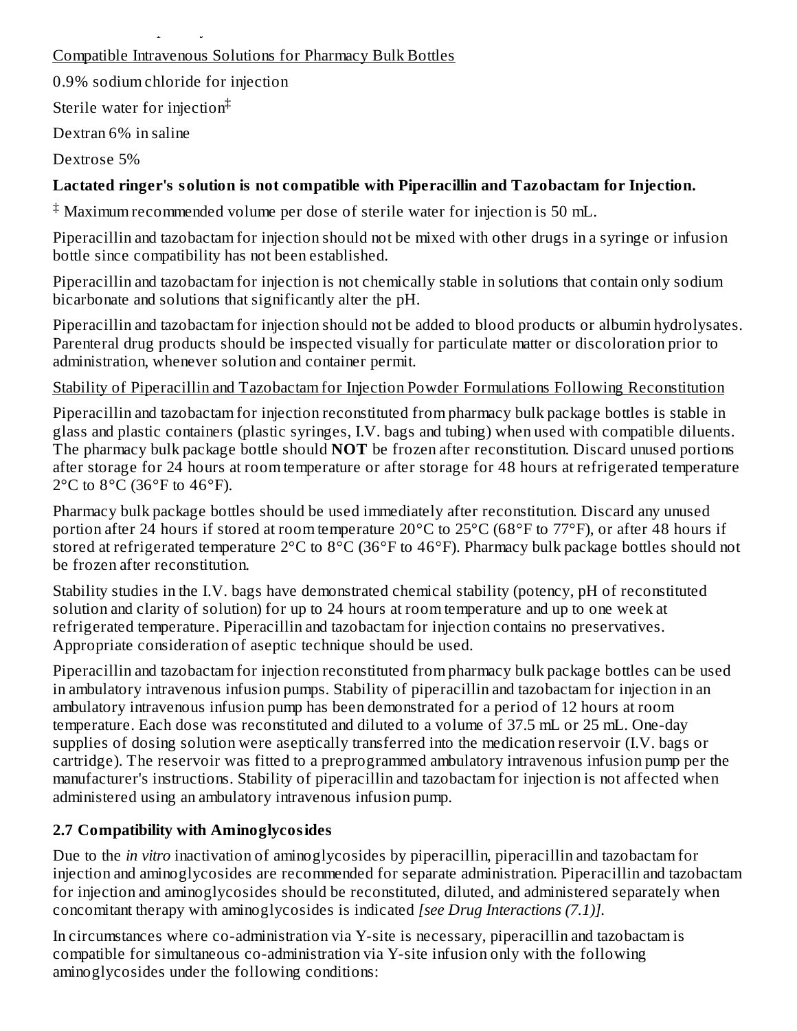Compatible Intravenous Solutions for Pharmacy Bulk Bottles

0.9% sodium chloride for injection

Sterile water for injection[‡]

Dextran 6% in saline

Dextrose 5%

**Lactated ringer's solution is not compatible with Piperacillin and Tazobactam for Injection.**

[‡] Maximum recommended volume per dose of sterile water for injection is 50 mL.

Piperacillin and tazobactam for injection should not be mixed with other drugs in a syringe or infusion bottle since compatibility has not been established.

Piperacillin and tazobactam for injection is not chemically stable in solutions that contain only sodium bicarbonate and solutions that significantly alter the pH.

Piperacillin and tazobactam for injection should not be added to blood products or albumin hydrolysates. Parenteral drug products should be inspected visually for particulate matter or discoloration prior to administration, whenever solution and container permit.

Stability of Piperacillin and Tazobactam for Injection Powder Formulations Following Reconstitution

Piperacillin and tazobactam for injection reconstituted from pharmacy bulk package bottles is stable in glass and plastic containers (plastic syringes, I.V. bags and tubing) when used with compatible diluents. The pharmacy bulk package bottle should **NOT** be frozen after reconstitution. Discard unused portions after storage for 24 hours at room temperature or after storage for 48 hours at refrigerated temperature 2°C to 8°C (36°F to 46°F).

Pharmacy bulk package bottles should be used immediately after reconstitution. Discard any unused portion after 24 hours if stored at room temperature 20°C to 25°C (68°F to 77°F), or after 48 hours if stored at refrigerated temperature 2°C to 8°C (36°F to 46°F). Pharmacy bulk package bottles should not be frozen after reconstitution.

Stability studies in the I.V. bags have demonstrated chemical stability (potency, pH of reconstituted solution and clarity of solution) for up to 24 hours at room temperature and up to one week at refrigerated temperature. Piperacillin and tazobactam for injection contains no preservatives. Appropriate consideration of aseptic technique should be used.

Piperacillin and tazobactam for injection reconstituted from pharmacy bulk package bottles can be used in ambulatory intravenous infusion pumps. Stability of piperacillin and tazobactam for injection in an ambulatory intravenous infusion pump has been demonstrated for a period of 12 hours at room temperature. Each dose was reconstituted and diluted to a volume of 37.5 mL or 25 mL. One-day supplies of dosing solution were aseptically transferred into the medication reservoir (I.V. bags or cartridge). The reservoir was fitted to a preprogrammed ambulatory intravenous infusion pump per the manufacturer's instructions. Stability of piperacillin and tazobactam for injection is not affected when administered using an ambulatory intravenous infusion pump.

### 2.7 Compatibility with Aminoglycosides

Due to the *in vitro* inactivation of aminoglycosides by piperacillin, piperacillin and tazobactam for injection and aminoglycosides are recommended for separate administration. Piperacillin and tazobactam for injection and aminoglycosides should be reconstituted, diluted, and administered separately when concomitant therapy with aminoglycosides is indicated *[see Drug Interactions (7.1)]*.

In circumstances where co-administration via Y-site is necessary, piperacillin and tazobactam is compatible for simultaneous co-administration via Y-site infusion only with the following aminoglycosides under the following conditions: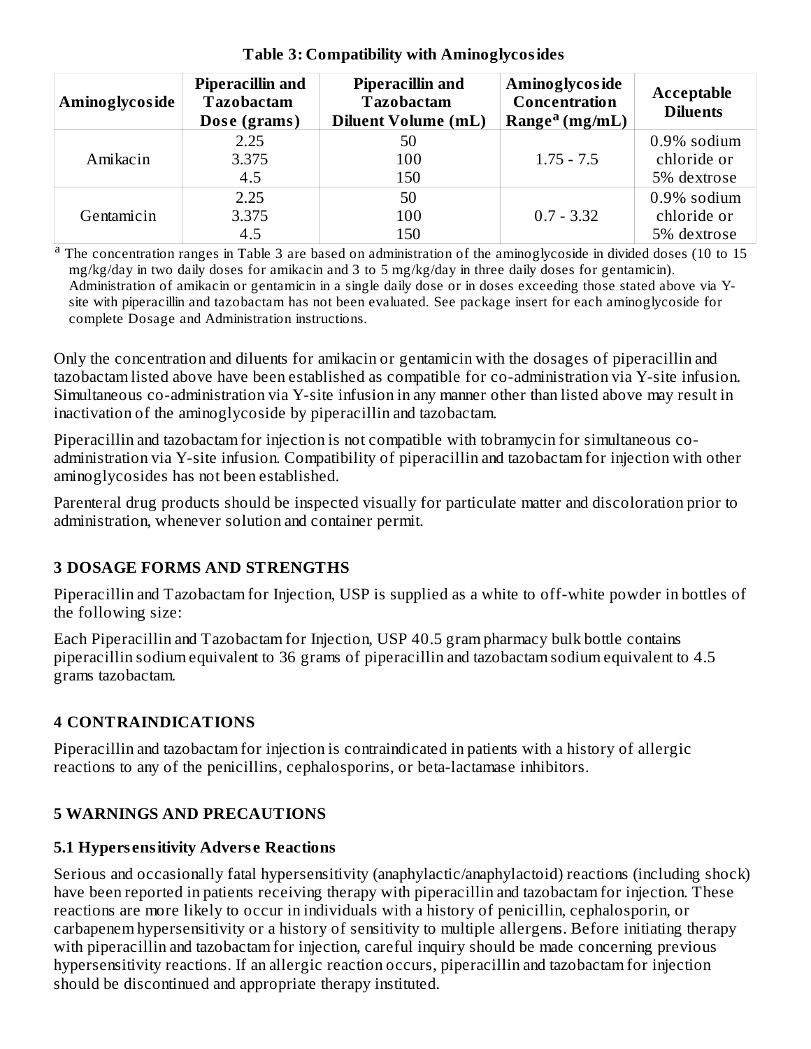**Table 3: Compatibility with Aminoglycosides**

| Aminoglycoside | Piperacillin and Tazobactam Dose (grams) | Piperacillin and Tazobactam Diluent Volume (mL) | Aminoglycoside Concentration Range[a] (mg/mL) | Acceptable Diluents |
|---|---|---|---|---|
| Amikacin | 2.25<br>3.375<br>4.5 | 50<br>100<br>150 | 1.75 - 7.5 | 0.9% sodium chloride or 5% dextrose |
| Gentamicin | 2.25<br>3.375<br>4.5 | 50<br>100<br>150 | 0.7 - 3.32 | 0.9% sodium chloride or 5% dextrose |

[a] The concentration ranges in Table 3 are based on administration of the aminoglycoside in divided doses (10 to 15 mg/kg/day in two daily doses for amikacin and 3 to 5 mg/kg/day in three daily doses for gentamicin). Administration of amikacin or gentamicin in a single daily dose or in doses exceeding those stated above via Y-site with piperacillin and tazobactam has not been evaluated. See package insert for each aminoglycoside for complete Dosage and Administration instructions.

Only the concentration and diluents for amikacin or gentamicin with the dosages of piperacillin and tazobactam listed above have been established as compatible for co-administration via Y-site infusion. Simultaneous co-administration via Y-site infusion in any manner other than listed above may result in inactivation of the aminoglycoside by piperacillin and tazobactam.

Piperacillin and tazobactam for injection is not compatible with tobramycin for simultaneous co-administration via Y-site infusion. Compatibility of piperacillin and tazobactam for injection with other aminoglycosides has not been established.

Parenteral drug products should be inspected visually for particulate matter and discoloration prior to administration, whenever solution and container permit.

## 3 DOSAGE FORMS AND STRENGTHS

Piperacillin and Tazobactam for Injection, USP is supplied as a white to off-white powder in bottles of the following size:

Each Piperacillin and Tazobactam for Injection, USP 40.5 gram pharmacy bulk bottle contains piperacillin sodium equivalent to 36 grams of piperacillin and tazobactam sodium equivalent to 4.5 grams tazobactam.

## 4 CONTRAINDICATIONS

Piperacillin and tazobactam for injection is contraindicated in patients with a history of allergic reactions to any of the penicillins, cephalosporins, or beta-lactamase inhibitors.

## 5 WARNINGS AND PRECAUTIONS

### 5.1 Hypersensitivity Adverse Reactions

Serious and occasionally fatal hypersensitivity (anaphylactic/anaphylactoid) reactions (including shock) have been reported in patients receiving therapy with piperacillin and tazobactam for injection. These reactions are more likely to occur in individuals with a history of penicillin, cephalosporin, or carbapenem hypersensitivity or a history of sensitivity to multiple allergens. Before initiating therapy with piperacillin and tazobactam for injection, careful inquiry should be made concerning previous hypersensitivity reactions. If an allergic reaction occurs, piperacillin and tazobactam for injection should be discontinued and appropriate therapy instituted.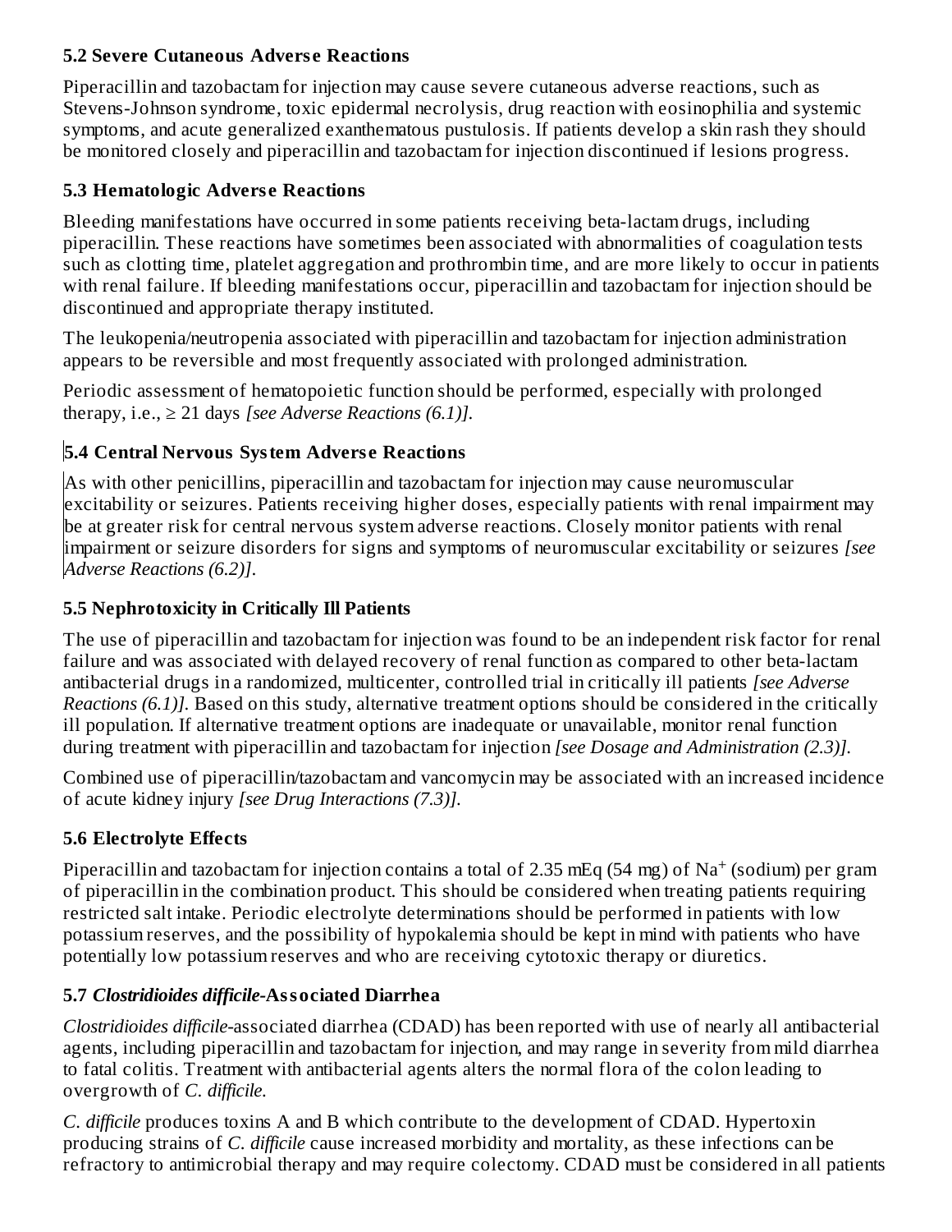### 5.2 Severe Cutaneous Adverse Reactions

Piperacillin and tazobactam for injection may cause severe cutaneous adverse reactions, such as Stevens-Johnson syndrome, toxic epidermal necrolysis, drug reaction with eosinophilia and systemic symptoms, and acute generalized exanthematous pustulosis. If patients develop a skin rash they should be monitored closely and piperacillin and tazobactam for injection discontinued if lesions progress.

### 5.3 Hematologic Adverse Reactions

Bleeding manifestations have occurred in some patients receiving beta-lactam drugs, including piperacillin. These reactions have sometimes been associated with abnormalities of coagulation tests such as clotting time, platelet aggregation and prothrombin time, and are more likely to occur in patients with renal failure. If bleeding manifestations occur, piperacillin and tazobactam for injection should be discontinued and appropriate therapy instituted.

The leukopenia/neutropenia associated with piperacillin and tazobactam for injection administration appears to be reversible and most frequently associated with prolonged administration.

Periodic assessment of hematopoietic function should be performed, especially with prolonged therapy, i.e., ≥ 21 days *[see Adverse Reactions (6.1)]*.

### 5.4 Central Nervous System Adverse Reactions

As with other penicillins, piperacillin and tazobactam for injection may cause neuromuscular excitability or seizures. Patients receiving higher doses, especially patients with renal impairment may be at greater risk for central nervous system adverse reactions. Closely monitor patients with renal impairment or seizure disorders for signs and symptoms of neuromuscular excitability or seizures *[see Adverse Reactions (6.2)]*.

### 5.5 Nephrotoxicity in Critically Ill Patients

The use of piperacillin and tazobactam for injection was found to be an independent risk factor for renal failure and was associated with delayed recovery of renal function as compared to other beta-lactam antibacterial drugs in a randomized, multicenter, controlled trial in critically ill patients *[see Adverse Reactions (6.1)]*. Based on this study, alternative treatment options should be considered in the critically ill population. If alternative treatment options are inadequate or unavailable, monitor renal function during treatment with piperacillin and tazobactam for injection *[see Dosage and Administration (2.3)]*.

Combined use of piperacillin/tazobactam and vancomycin may be associated with an increased incidence of acute kidney injury *[see Drug Interactions (7.3)]*.

### 5.6 Electrolyte Effects

Piperacillin and tazobactam for injection contains a total of 2.35 mEq (54 mg) of $Na^+$ (sodium) per gram of piperacillin in the combination product. This should be considered when treating patients requiring restricted salt intake. Periodic electrolyte determinations should be performed in patients with low potassium reserves, and the possibility of hypokalemia should be kept in mind with patients who have potentially low potassium reserves and who are receiving cytotoxic therapy or diuretics.

### 5.7 *Clostridioides difficile*-Associated Diarrhea

*Clostridioides difficile*-associated diarrhea (CDAD) has been reported with use of nearly all antibacterial agents, including piperacillin and tazobactam for injection, and may range in severity from mild diarrhea to fatal colitis. Treatment with antibacterial agents alters the normal flora of the colon leading to overgrowth of *C. difficile*.

*C. difficile* produces toxins A and B which contribute to the development of CDAD. Hypertoxin producing strains of *C. difficile* cause increased morbidity and mortality, as these infections can be refractory to antimicrobial therapy and may require colectomy. CDAD must be considered in all patients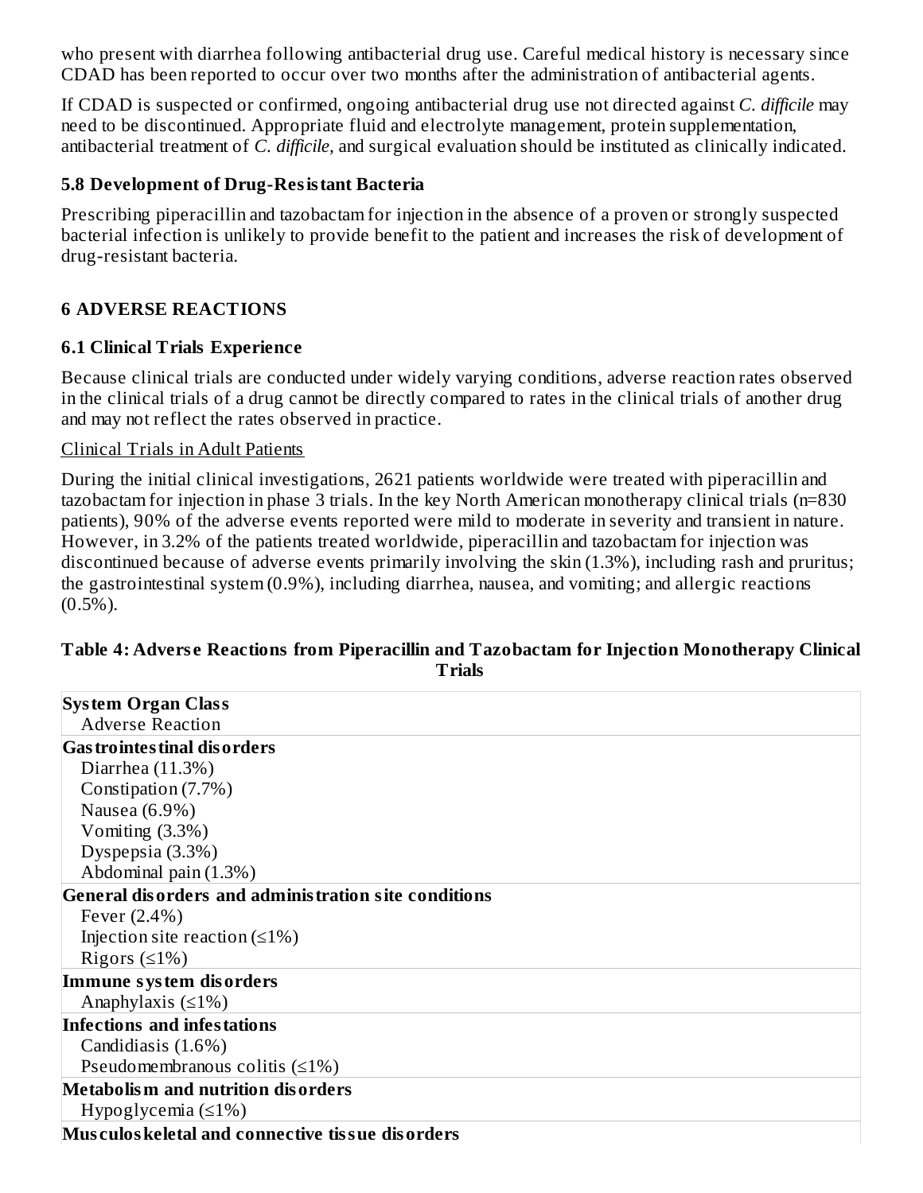who present with diarrhea following antibacterial drug use. Careful medical history is necessary since CDAD has been reported to occur over two months after the administration of antibacterial agents.

If CDAD is suspected or confirmed, ongoing antibacterial drug use not directed against *C. difficile* may need to be discontinued. Appropriate fluid and electrolyte management, protein supplementation, antibacterial treatment of *C. difficile*, and surgical evaluation should be instituted as clinically indicated.

### 5.8 Development of Drug-Resistant Bacteria

Prescribing piperacillin and tazobactam for injection in the absence of a proven or strongly suspected bacterial infection is unlikely to provide benefit to the patient and increases the risk of development of drug-resistant bacteria.

## 6 ADVERSE REACTIONS

### 6.1 Clinical Trials Experience

Because clinical trials are conducted under widely varying conditions, adverse reaction rates observed in the clinical trials of a drug cannot be directly compared to rates in the clinical trials of another drug and may not reflect the rates observed in practice.

Clinical Trials in Adult Patients

During the initial clinical investigations, 2621 patients worldwide were treated with piperacillin and tazobactam for injection in phase 3 trials. In the key North American monotherapy clinical trials (n=830 patients), 90% of the adverse events reported were mild to moderate in severity and transient in nature. However, in 3.2% of the patients treated worldwide, piperacillin and tazobactam for injection was discontinued because of adverse events primarily involving the skin (1.3%), including rash and pruritus; the gastrointestinal system (0.9%), including diarrhea, nausea, and vomiting; and allergic reactions (0.5%).

**Table 4: Adverse Reactions from Piperacillin and Tazobactam for Injection Monotherapy Clinical Trials**

| **System Organ Class**<br>Adverse Reaction |
|---|
| **Gastrointestinal disorders** |
| Diarrhea (11.3%) |
| Constipation (7.7%) |
| Nausea (6.9%) |
| Vomiting (3.3%) |
| Dyspepsia (3.3%) |
| Abdominal pain (1.3%) |
| **General disorders and administration site conditions** |
| Fever (2.4%) |
| Injection site reaction (≤1%) |
| Rigors (≤1%) |
| **Immune system disorders** |
| Anaphylaxis (≤1%) |
| **Infections and infestations** |
| Candidiasis (1.6%) |
| Pseudomembranous colitis (≤1%) |
| **Metabolism and nutrition disorders** |
| Hypoglycemia (≤1%) |
| **Musculoskeletal and connective tissue disorders** |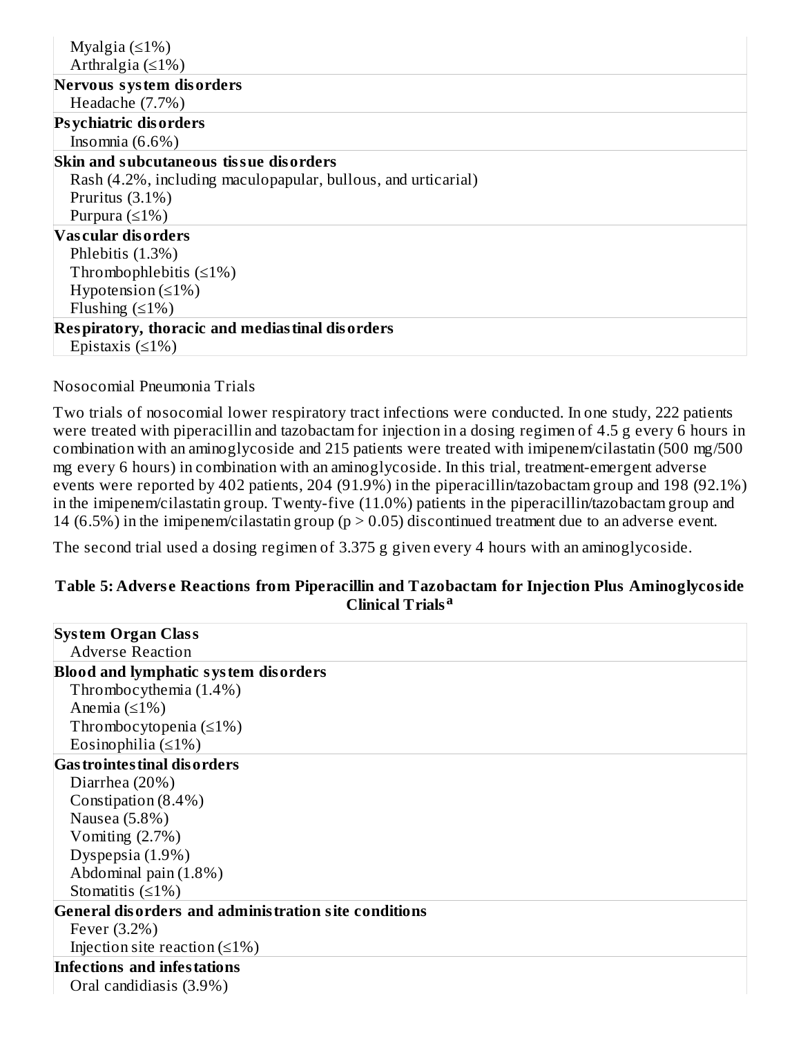| |
|---|
| Myalgia (≤1%) |
| Arthralgia (≤1%) |
| **Nervous system disorders** |
| Headache (7.7%) |
| **Psychiatric disorders** |
| Insomnia (6.6%) |
| **Skin and subcutaneous tissue disorders** |
| Rash (4.2%, including maculopapular, bullous, and urticarial) |
| Pruritus (3.1%) |
| Purpura (≤1%) |
| **Vascular disorders** |
| Phlebitis (1.3%) |
| Thrombophlebitis (≤1%) |
| Hypotension (≤1%) |
| Flushing (≤1%) |
| **Respiratory, thoracic and mediastinal disorders** |
| Epistaxis (≤1%) |

Nosocomial Pneumonia Trials

Two trials of nosocomial lower respiratory tract infections were conducted. In one study, 222 patients were treated with piperacillin and tazobactam for injection in a dosing regimen of 4.5 g every 6 hours in combination with an aminoglycoside and 215 patients were treated with imipenem/cilastatin (500 mg/500 mg every 6 hours) in combination with an aminoglycoside. In this trial, treatment-emergent adverse events were reported by 402 patients, 204 (91.9%) in the piperacillin/tazobactam group and 198 (92.1%) in the imipenem/cilastatin group. Twenty-five (11.0%) patients in the piperacillin/tazobactam group and 14 (6.5%) in the imipenem/cilastatin group ($p > 0.05$) discontinued treatment due to an adverse event.

The second trial used a dosing regimen of 3.375 g given every 4 hours with an aminoglycoside.

**Table 5: Adverse Reactions from Piperacillin and Tazobactam for Injection Plus Aminoglycoside Clinical Trials[a]**

| **System Organ Class**<br>Adverse Reaction |
|---|
| **Blood and lymphatic system disorders** |
| Thrombocythemia (1.4%) |
| Anemia (≤1%) |
| Thrombocytopenia (≤1%) |
| Eosinophilia (≤1%) |
| **Gastrointestinal disorders** |
| Diarrhea (20%) |
| Constipation (8.4%) |
| Nausea (5.8%) |
| Vomiting (2.7%) |
| Dyspepsia (1.9%) |
| Abdominal pain (1.8%) |
| Stomatitis (≤1%) |
| **General disorders and administration site conditions** |
| Fever (3.2%) |
| Injection site reaction (≤1%) |
| **Infections and infestations** |
| Oral candidiasis (3.9%) |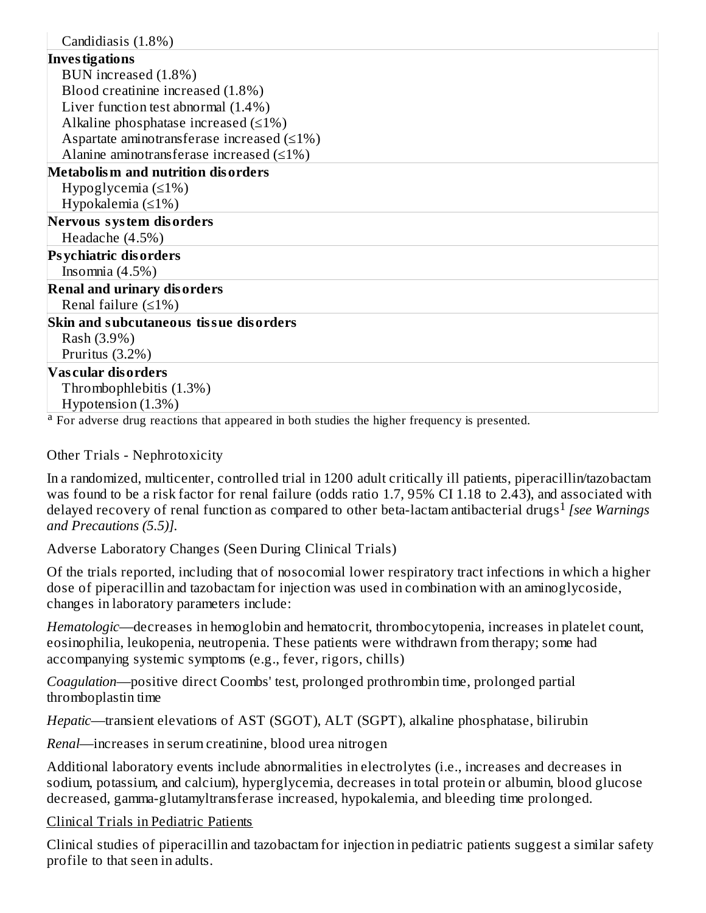| |
|---|
| Candidiasis (1.8%) |
| **Investigations** |
| BUN increased (1.8%) |
| Blood creatinine increased (1.8%) |
| Liver function test abnormal (1.4%) |
| Alkaline phosphatase increased (≤1%) |
| Aspartate aminotransferase increased (≤1%) |
| Alanine aminotransferase increased (≤1%) |
| **Metabolism and nutrition disorders** |
| Hypoglycemia (≤1%) |
| Hypokalemia (≤1%) |
| **Nervous system disorders** |
| Headache (4.5%) |
| **Psychiatric disorders** |
| Insomnia (4.5%) |
| **Renal and urinary disorders** |
| Renal failure (≤1%) |
| **Skin and subcutaneous tissue disorders** |
| Rash (3.9%) |
| Pruritus (3.2%) |
| **Vascular disorders** |
| Thrombophlebitis (1.3%) |
| Hypotension (1.3%) |

[a] For adverse drug reactions that appeared in both studies the higher frequency is presented.

Other Trials - Nephrotoxicity

In a randomized, multicenter, controlled trial in 1200 adult critically ill patients, piperacillin/tazobactam was found to be a risk factor for renal failure (odds ratio 1.7, 95% CI 1.18 to 2.43), and associated with delayed recovery of renal function as compared to other beta-lactam antibacterial drugs[1] *[see Warnings and Precautions (5.5)]*.

Adverse Laboratory Changes (Seen During Clinical Trials)

Of the trials reported, including that of nosocomial lower respiratory tract infections in which a higher dose of piperacillin and tazobactam for injection was used in combination with an aminoglycoside, changes in laboratory parameters include:

*Hematologic*—decreases in hemoglobin and hematocrit, thrombocytopenia, increases in platelet count, eosinophilia, leukopenia, neutropenia. These patients were withdrawn from therapy; some had accompanying systemic symptoms (e.g., fever, rigors, chills)

*Coagulation*—positive direct Coombs' test, prolonged prothrombin time, prolonged partial thromboplastin time

*Hepatic*—transient elevations of AST (SGOT), ALT (SGPT), alkaline phosphatase, bilirubin

*Renal*—increases in serum creatinine, blood urea nitrogen

Additional laboratory events include abnormalities in electrolytes (i.e., increases and decreases in sodium, potassium, and calcium), hyperglycemia, decreases in total protein or albumin, blood glucose decreased, gamma-glutamyltransferase increased, hypokalemia, and bleeding time prolonged.

Clinical Trials in Pediatric Patients

Clinical studies of piperacillin and tazobactam for injection in pediatric patients suggest a similar safety profile to that seen in adults.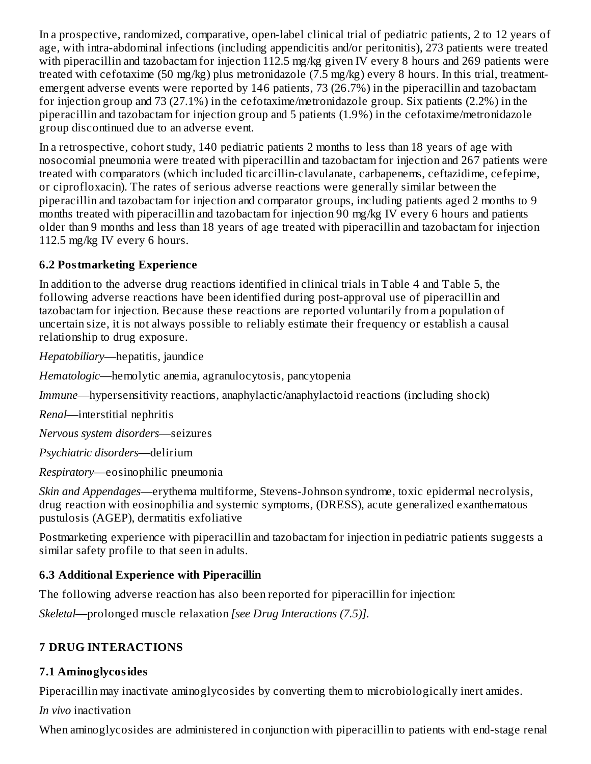In a prospective, randomized, comparative, open-label clinical trial of pediatric patients, 2 to 12 years of age, with intra-abdominal infections (including appendicitis and/or peritonitis), 273 patients were treated with piperacillin and tazobactam for injection 112.5 mg/kg given IV every 8 hours and 269 patients were treated with cefotaxime (50 mg/kg) plus metronidazole (7.5 mg/kg) every 8 hours. In this trial, treatment-emergent adverse events were reported by 146 patients, 73 (26.7%) in the piperacillin and tazobactam for injection group and 73 (27.1%) in the cefotaxime/metronidazole group. Six patients (2.2%) in the piperacillin and tazobactam for injection group and 5 patients (1.9%) in the cefotaxime/metronidazole group discontinued due to an adverse event.

In a retrospective, cohort study, 140 pediatric patients 2 months to less than 18 years of age with nosocomial pneumonia were treated with piperacillin and tazobactam for injection and 267 patients were treated with comparators (which included ticarcillin-clavulanate, carbapenems, ceftazidime, cefepime, or ciprofloxacin). The rates of serious adverse reactions were generally similar between the piperacillin and tazobactam for injection and comparator groups, including patients aged 2 months to 9 months treated with piperacillin and tazobactam for injection 90 mg/kg IV every 6 hours and patients older than 9 months and less than 18 years of age treated with piperacillin and tazobactam for injection 112.5 mg/kg IV every 6 hours.

### 6.2 Postmarketing Experience

In addition to the adverse drug reactions identified in clinical trials in Table 4 and Table 5, the following adverse reactions have been identified during post-approval use of piperacillin and tazobactam for injection. Because these reactions are reported voluntarily from a population of uncertain size, it is not always possible to reliably estimate their frequency or establish a causal relationship to drug exposure.

*Hepatobiliary*—hepatitis, jaundice

*Hematologic*—hemolytic anemia, agranulocytosis, pancytopenia

*Immune*—hypersensitivity reactions, anaphylactic/anaphylactoid reactions (including shock)

*Renal*—interstitial nephritis

*Nervous system disorders*—seizures

*Psychiatric disorders*—delirium

*Respiratory*—eosinophilic pneumonia

*Skin and Appendages*—erythema multiforme, Stevens-Johnson syndrome, toxic epidermal necrolysis, drug reaction with eosinophilia and systemic symptoms, (DRESS), acute generalized exanthematous pustulosis (AGEP), dermatitis exfoliative

Postmarketing experience with piperacillin and tazobactam for injection in pediatric patients suggests a similar safety profile to that seen in adults.

### 6.3 Additional Experience with Piperacillin

The following adverse reaction has also been reported for piperacillin for injection:

*Skeletal*—prolonged muscle relaxation *[see Drug Interactions (7.5)]*.

## 7 DRUG INTERACTIONS

### 7.1 Aminoglycosides

Piperacillin may inactivate aminoglycosides by converting them to microbiologically inert amides.

*In vivo* inactivation

When aminoglycosides are administered in conjunction with piperacillin to patients with end-stage renal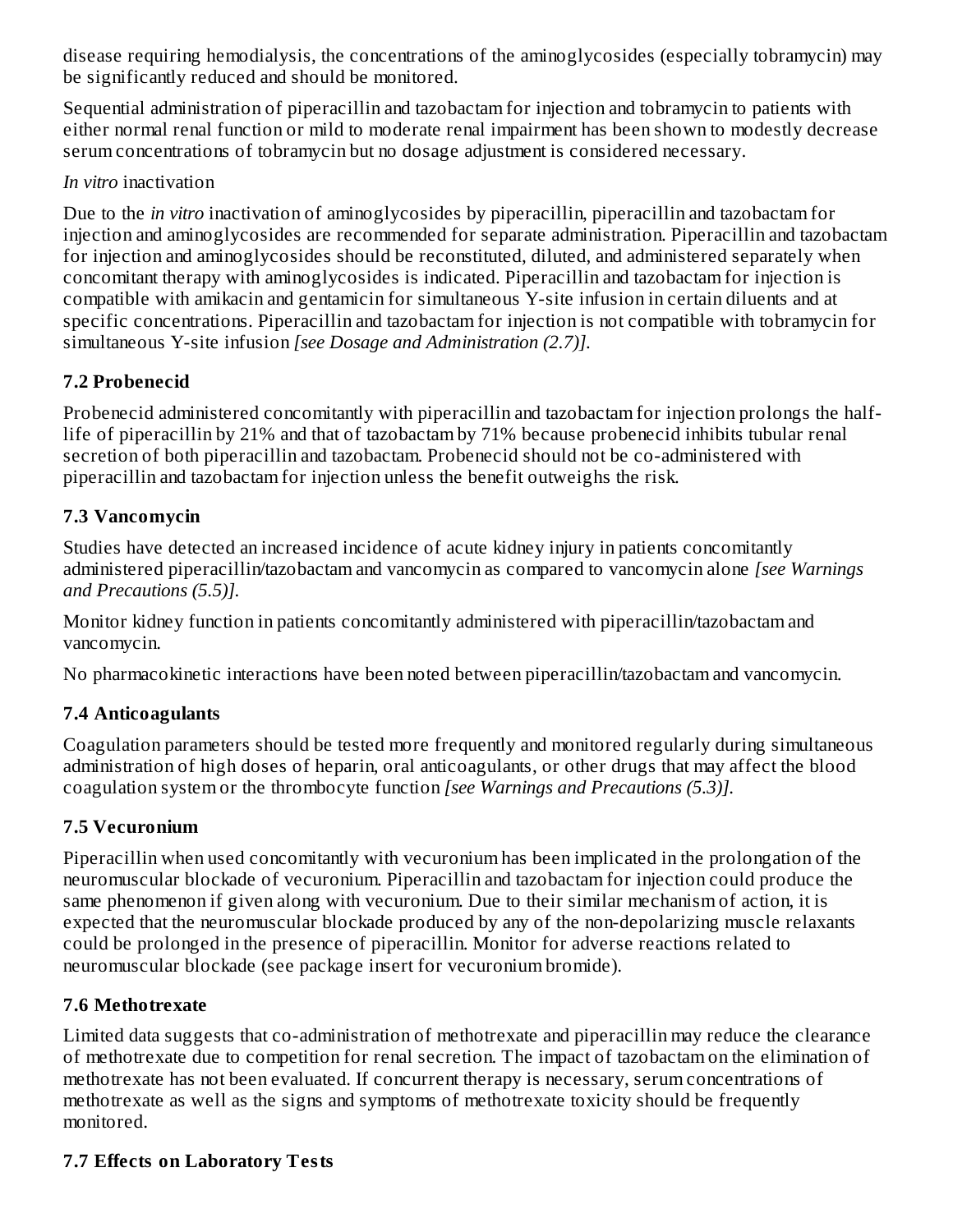disease requiring hemodialysis, the concentrations of the aminoglycosides (especially tobramycin) may be significantly reduced and should be monitored.

Sequential administration of piperacillin and tazobactam for injection and tobramycin to patients with either normal renal function or mild to moderate renal impairment has been shown to modestly decrease serum concentrations of tobramycin but no dosage adjustment is considered necessary.

*In vitro* inactivation

Due to the *in vitro* inactivation of aminoglycosides by piperacillin, piperacillin and tazobactam for injection and aminoglycosides are recommended for separate administration. Piperacillin and tazobactam for injection and aminoglycosides should be reconstituted, diluted, and administered separately when concomitant therapy with aminoglycosides is indicated. Piperacillin and tazobactam for injection is compatible with amikacin and gentamicin for simultaneous Y-site infusion in certain diluents and at specific concentrations. Piperacillin and tazobactam for injection is not compatible with tobramycin for simultaneous Y-site infusion *[see Dosage and Administration (2.7)]*.

### 7.2 Probenecid

Probenecid administered concomitantly with piperacillin and tazobactam for injection prolongs the half-life of piperacillin by 21% and that of tazobactam by 71% because probenecid inhibits tubular renal secretion of both piperacillin and tazobactam. Probenecid should not be co-administered with piperacillin and tazobactam for injection unless the benefit outweighs the risk.

### 7.3 Vancomycin

Studies have detected an increased incidence of acute kidney injury in patients concomitantly administered piperacillin/tazobactam and vancomycin as compared to vancomycin alone *[see Warnings and Precautions (5.5)]*.

Monitor kidney function in patients concomitantly administered with piperacillin/tazobactam and vancomycin.

No pharmacokinetic interactions have been noted between piperacillin/tazobactam and vancomycin.

### 7.4 Anticoagulants

Coagulation parameters should be tested more frequently and monitored regularly during simultaneous administration of high doses of heparin, oral anticoagulants, or other drugs that may affect the blood coagulation system or the thrombocyte function *[see Warnings and Precautions (5.3)]*.

### 7.5 Vecuronium

Piperacillin when used concomitantly with vecuronium has been implicated in the prolongation of the neuromuscular blockade of vecuronium. Piperacillin and tazobactam for injection could produce the same phenomenon if given along with vecuronium. Due to their similar mechanism of action, it is expected that the neuromuscular blockade produced by any of the non-depolarizing muscle relaxants could be prolonged in the presence of piperacillin. Monitor for adverse reactions related to neuromuscular blockade (see package insert for vecuronium bromide).

### 7.6 Methotrexate

Limited data suggests that co-administration of methotrexate and piperacillin may reduce the clearance of methotrexate due to competition for renal secretion. The impact of tazobactam on the elimination of methotrexate has not been evaluated. If concurrent therapy is necessary, serum concentrations of methotrexate as well as the signs and symptoms of methotrexate toxicity should be frequently monitored.

### 7.7 Effects on Laboratory Tests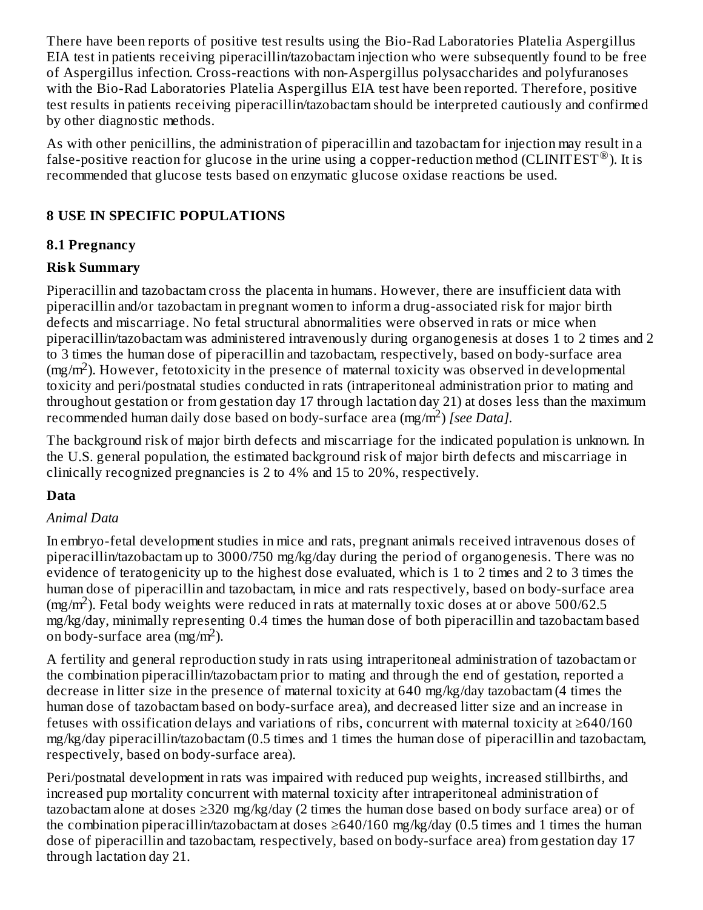There have been reports of positive test results using the Bio-Rad Laboratories Platelia Aspergillus EIA test in patients receiving piperacillin/tazobactam injection who were subsequently found to be free of Aspergillus infection. Cross-reactions with non-Aspergillus polysaccharides and polyfuranoses with the Bio-Rad Laboratories Platelia Aspergillus EIA test have been reported. Therefore, positive test results in patients receiving piperacillin/tazobactam should be interpreted cautiously and confirmed by other diagnostic methods.

As with other penicillins, the administration of piperacillin and tazobactam for injection may result in a false-positive reaction for glucose in the urine using a copper-reduction method (CLINITEST®). It is recommended that glucose tests based on enzymatic glucose oxidase reactions be used.

## 8 USE IN SPECIFIC POPULATIONS

### 8.1 Pregnancy

**Risk Summary**

Piperacillin and tazobactam cross the placenta in humans. However, there are insufficient data with piperacillin and/or tazobactam in pregnant women to inform a drug-associated risk for major birth defects and miscarriage. No fetal structural abnormalities were observed in rats or mice when piperacillin/tazobactam was administered intravenously during organogenesis at doses 1 to 2 times and 2 to 3 times the human dose of piperacillin and tazobactam, respectively, based on body-surface area ($mg/m^2$). However, fetotoxicity in the presence of maternal toxicity was observed in developmental toxicity and peri/postnatal studies conducted in rats (intraperitoneal administration prior to mating and throughout gestation or from gestation day 17 through lactation day 21) at doses less than the maximum recommended human daily dose based on body-surface area ($mg/m^2$) *[see Data]*.

The background risk of major birth defects and miscarriage for the indicated population is unknown. In the U.S. general population, the estimated background risk of major birth defects and miscarriage in clinically recognized pregnancies is 2 to 4% and 15 to 20%, respectively.

**Data**

*Animal Data*

In embryo-fetal development studies in mice and rats, pregnant animals received intravenous doses of piperacillin/tazobactam up to 3000/750 mg/kg/day during the period of organogenesis. There was no evidence of teratogenicity up to the highest dose evaluated, which is 1 to 2 times and 2 to 3 times the human dose of piperacillin and tazobactam, in mice and rats respectively, based on body-surface area ($mg/m^2$). Fetal body weights were reduced in rats at maternally toxic doses at or above 500/62.5 mg/kg/day, minimally representing 0.4 times the human dose of both piperacillin and tazobactam based on body-surface area ($mg/m^2$).

A fertility and general reproduction study in rats using intraperitoneal administration of tazobactam or the combination piperacillin/tazobactam prior to mating and through the end of gestation, reported a decrease in litter size in the presence of maternal toxicity at 640 mg/kg/day tazobactam (4 times the human dose of tazobactam based on body-surface area), and decreased litter size and an increase in fetuses with ossification delays and variations of ribs, concurrent with maternal toxicity at ≥640/160 mg/kg/day piperacillin/tazobactam (0.5 times and 1 times the human dose of piperacillin and tazobactam, respectively, based on body-surface area).

Peri/postnatal development in rats was impaired with reduced pup weights, increased stillbirths, and increased pup mortality concurrent with maternal toxicity after intraperitoneal administration of tazobactam alone at doses ≥320 mg/kg/day (2 times the human dose based on body surface area) or of the combination piperacillin/tazobactam at doses ≥640/160 mg/kg/day (0.5 times and 1 times the human dose of piperacillin and tazobactam, respectively, based on body-surface area) from gestation day 17 through lactation day 21.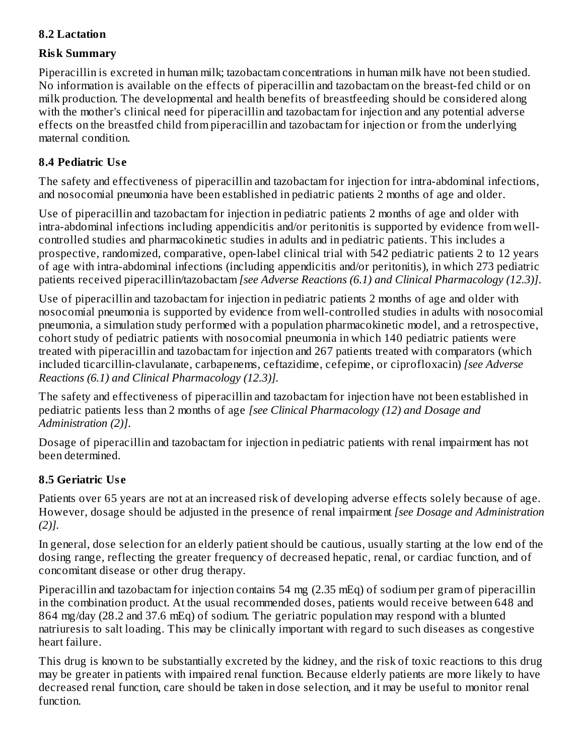### 8.2 Lactation

#### Risk Summary

Piperacillin is excreted in human milk; tazobactam concentrations in human milk have not been studied. No information is available on the effects of piperacillin and tazobactam on the breast-fed child or on milk production. The developmental and health benefits of breastfeeding should be considered along with the mother's clinical need for piperacillin and tazobactam for injection and any potential adverse effects on the breastfed child from piperacillin and tazobactam for injection or from the underlying maternal condition.

### 8.4 Pediatric Use

The safety and effectiveness of piperacillin and tazobactam for injection for intra-abdominal infections, and nosocomial pneumonia have been established in pediatric patients 2 months of age and older.

Use of piperacillin and tazobactam for injection in pediatric patients 2 months of age and older with intra-abdominal infections including appendicitis and/or peritonitis is supported by evidence from well-controlled studies and pharmacokinetic studies in adults and in pediatric patients. This includes a prospective, randomized, comparative, open-label clinical trial with 542 pediatric patients 2 to 12 years of age with intra-abdominal infections (including appendicitis and/or peritonitis), in which 273 pediatric patients received piperacillin/tazobactam *[see Adverse Reactions (6.1) and Clinical Pharmacology (12.3)]*.

Use of piperacillin and tazobactam for injection in pediatric patients 2 months of age and older with nosocomial pneumonia is supported by evidence from well-controlled studies in adults with nosocomial pneumonia, a simulation study performed with a population pharmacokinetic model, and a retrospective, cohort study of pediatric patients with nosocomial pneumonia in which 140 pediatric patients were treated with piperacillin and tazobactam for injection and 267 patients treated with comparators (which included ticarcillin-clavulanate, carbapenems, ceftazidime, cefepime, or ciprofloxacin) *[see Adverse Reactions (6.1) and Clinical Pharmacology (12.3)]*.

The safety and effectiveness of piperacillin and tazobactam for injection have not been established in pediatric patients less than 2 months of age *[see Clinical Pharmacology (12) and Dosage and Administration (2)]*.

Dosage of piperacillin and tazobactam for injection in pediatric patients with renal impairment has not been determined.

### 8.5 Geriatric Use

Patients over 65 years are not at an increased risk of developing adverse effects solely because of age. However, dosage should be adjusted in the presence of renal impairment *[see Dosage and Administration (2)]*.

In general, dose selection for an elderly patient should be cautious, usually starting at the low end of the dosing range, reflecting the greater frequency of decreased hepatic, renal, or cardiac function, and of concomitant disease or other drug therapy.

Piperacillin and tazobactam for injection contains 54 mg (2.35 mEq) of sodium per gram of piperacillin in the combination product. At the usual recommended doses, patients would receive between 648 and 864 mg/day (28.2 and 37.6 mEq) of sodium. The geriatric population may respond with a blunted natriuresis to salt loading. This may be clinically important with regard to such diseases as congestive heart failure.

This drug is known to be substantially excreted by the kidney, and the risk of toxic reactions to this drug may be greater in patients with impaired renal function. Because elderly patients are more likely to have decreased renal function, care should be taken in dose selection, and it may be useful to monitor renal function.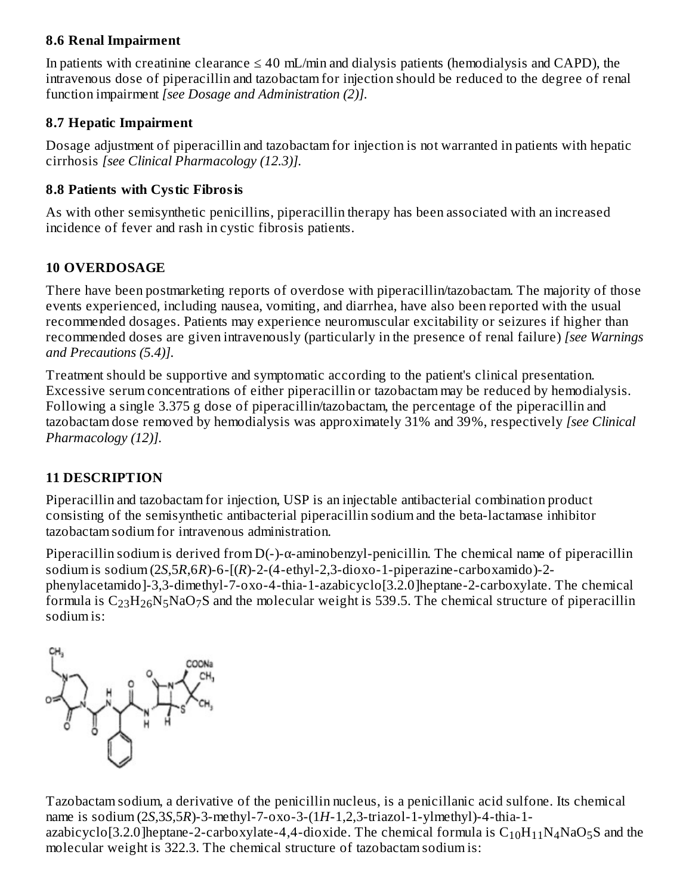### 8.6 Renal Impairment

In patients with creatinine clearance ≤ 40 mL/min and dialysis patients (hemodialysis and CAPD), the intravenous dose of piperacillin and tazobactam for injection should be reduced to the degree of renal function impairment *[see Dosage and Administration (2)].*

### 8.7 Hepatic Impairment

Dosage adjustment of piperacillin and tazobactam for injection is not warranted in patients with hepatic cirrhosis *[see Clinical Pharmacology (12.3)].*

### 8.8 Patients with Cystic Fibrosis

As with other semisynthetic penicillins, piperacillin therapy has been associated with an increased incidence of fever and rash in cystic fibrosis patients.

## 10 OVERDOSAGE

There have been postmarketing reports of overdose with piperacillin/tazobactam. The majority of those events experienced, including nausea, vomiting, and diarrhea, have also been reported with the usual recommended dosages. Patients may experience neuromuscular excitability or seizures if higher than recommended doses are given intravenously (particularly in the presence of renal failure) *[see Warnings and Precautions (5.4)].*

Treatment should be supportive and symptomatic according to the patient's clinical presentation. Excessive serum concentrations of either piperacillin or tazobactam may be reduced by hemodialysis. Following a single 3.375 g dose of piperacillin/tazobactam, the percentage of the piperacillin and tazobactam dose removed by hemodialysis was approximately 31% and 39%, respectively *[see Clinical Pharmacology (12)].*

## 11 DESCRIPTION

Piperacillin and tazobactam for injection, USP is an injectable antibacterial combination product consisting of the semisynthetic antibacterial piperacillin sodium and the beta-lactamase inhibitor tazobactam sodium for intravenous administration.

Piperacillin sodium is derived from D(-)-α-aminobenzyl-penicillin. The chemical name of piperacillin sodium is sodium (2*S*,5*R*,6*R*)-6-[(*R*)-2-(4-ethyl-2,3-dioxo-1-piperazine-carboxamido)-2-phenylacetamido]-3,3-dimethyl-7-oxo-4-thia-1-azabicyclo[3.2.0]heptane-2-carboxylate. The chemical formula is $C_{23}H_{26}N_5NaO_7S$ and the molecular weight is 539.5. The chemical structure of piperacillin sodium is:

Tazobactam sodium, a derivative of the penicillin nucleus, is a penicillanic acid sulfone. Its chemical name is sodium (2*S*,3*S*,5*R*)-3-methyl-7-oxo-3-(1*H*-1,2,3-triazol-1-ylmethyl)-4-thia-1-azabicyclo[3.2.0]heptane-2-carboxylate-4,4-dioxide. The chemical formula is $C_{10}H_{11}N_4NaO_5S$ and the molecular weight is 322.3. The chemical structure of tazobactam sodium is: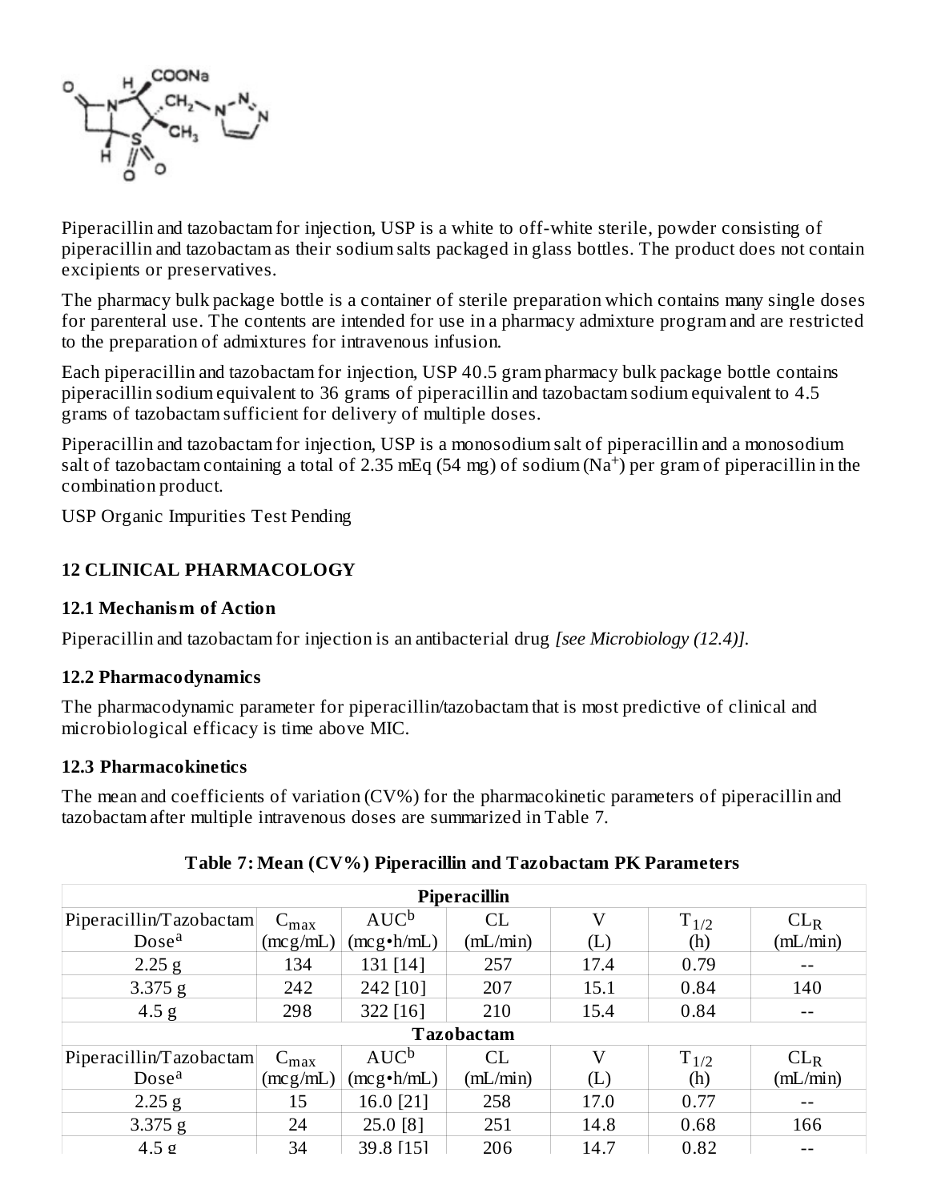Piperacillin and tazobactam for injection, USP is a white to off-white sterile, powder consisting of piperacillin and tazobactam as their sodium salts packaged in glass bottles. The product does not contain excipients or preservatives.

The pharmacy bulk package bottle is a container of sterile preparation which contains many single doses for parenteral use. The contents are intended for use in a pharmacy admixture program and are restricted to the preparation of admixtures for intravenous infusion.

Each piperacillin and tazobactam for injection, USP 40.5 gram pharmacy bulk package bottle contains piperacillin sodium equivalent to 36 grams of piperacillin and tazobactam sodium equivalent to 4.5 grams of tazobactam sufficient for delivery of multiple doses.

Piperacillin and tazobactam for injection, USP is a monosodium salt of piperacillin and a monosodium salt of tazobactam containing a total of 2.35 mEq (54 mg) of sodium ($Na^+$) per gram of piperacillin in the combination product.

USP Organic Impurities Test Pending

## 12 CLINICAL PHARMACOLOGY

### 12.1 Mechanism of Action

Piperacillin and tazobactam for injection is an antibacterial drug *[see Microbiology (12.4)]*.

### 12.2 Pharmacodynamics

The pharmacodynamic parameter for piperacillin/tazobactam that is most predictive of clinical and microbiological efficacy is time above MIC.

### 12.3 Pharmacokinetics

The mean and coefficients of variation (CV%) for the pharmacokinetic parameters of piperacillin and tazobactam after multiple intravenous doses are summarized in Table 7.

**Table 7: Mean (CV%) Piperacillin and Tazobactam PK Parameters**

| **Piperacillin** | | | | | | |
|---|---|---|---|---|---|---|
| Piperacillin/Tazobactam Dose[a] | $C_{max}$ (mcg/mL) | AUC[b] (mcg•h/mL) | CL (mL/min) | V (L) | $T_{1/2}$ (h) | $CL_R$ (mL/min) |
| 2.25 g | 134 | 131 [14] | 257 | 17.4 | 0.79 | -- |
| 3.375 g | 242 | 242 [10] | 207 | 15.1 | 0.84 | 140 |
| 4.5 g | 298 | 322 [16] | 210 | 15.4 | 0.84 | -- |
| **Tazobactam** | | | | | | |
| Piperacillin/Tazobactam Dose[a] | $C_{max}$ (mcg/mL) | AUC[b] (mcg•h/mL) | CL (mL/min) | V (L) | $T_{1/2}$ (h) | $CL_R$ (mL/min) |
| 2.25 g | 15 | 16.0 [21] | 258 | 17.0 | 0.77 | -- |
| 3.375 g | 24 | 25.0 [8] | 251 | 14.8 | 0.68 | 166 |
| 4.5 g | 34 | 39.8 [15] | 206 | 14.7 | 0.82 | -- |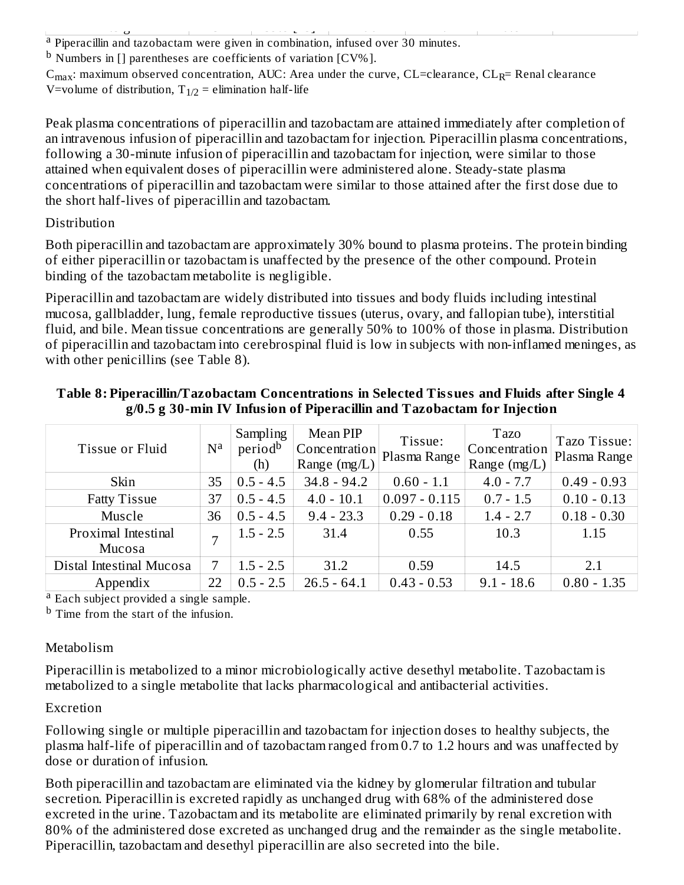[a] Piperacillin and tazobactam were given in combination, infused over 30 minutes.

[b] Numbers in [] parentheses are coefficients of variation [CV%].

$C_{max}$: maximum observed concentration, AUC: Area under the curve, CL=clearance, $CL_R$= Renal clearance V=volume of distribution, $T_{1/2}$ = elimination half-life

Peak plasma concentrations of piperacillin and tazobactam are attained immediately after completion of an intravenous infusion of piperacillin and tazobactam for injection. Piperacillin plasma concentrations, following a 30-minute infusion of piperacillin and tazobactam for injection, were similar to those attained when equivalent doses of piperacillin were administered alone. Steady-state plasma concentrations of piperacillin and tazobactam were similar to those attained after the first dose due to the short half-lives of piperacillin and tazobactam.

Distribution

Both piperacillin and tazobactam are approximately 30% bound to plasma proteins. The protein binding of either piperacillin or tazobactam is unaffected by the presence of the other compound. Protein binding of the tazobactam metabolite is negligible.

Piperacillin and tazobactam are widely distributed into tissues and body fluids including intestinal mucosa, gallbladder, lung, female reproductive tissues (uterus, ovary, and fallopian tube), interstitial fluid, and bile. Mean tissue concentrations are generally 50% to 100% of those in plasma. Distribution of piperacillin and tazobactam into cerebrospinal fluid is low in subjects with non-inflamed meninges, as with other penicillins (see Table 8).

**Table 8: Piperacillin/Tazobactam Concentrations in Selected Tissues and Fluids after Single 4 g/0.5 g 30-min IV Infusion of Piperacillin and Tazobactam for Injection**

| Tissue or Fluid | N[a] | Sampling period[b] (h) | Mean PIP Concentration Range (mg/L) | Tissue: Plasma Range | Tazo Concentration Range (mg/L) | Tazo Tissue: Plasma Range |
|---|---|---|---|---|---|---|
| Skin | 35 | 0.5 - 4.5 | 34.8 - 94.2 | 0.60 - 1.1 | 4.0 - 7.7 | 0.49 - 0.93 |
| Fatty Tissue | 37 | 0.5 - 4.5 | 4.0 - 10.1 | 0.097 - 0.115 | 0.7 - 1.5 | 0.10 - 0.13 |
| Muscle | 36 | 0.5 - 4.5 | 9.4 - 23.3 | 0.29 - 0.18 | 1.4 - 2.7 | 0.18 - 0.30 |
| Proximal Intestinal Mucosa | 7 | 1.5 - 2.5 | 31.4 | 0.55 | 10.3 | 1.15 |
| Distal Intestinal Mucosa | 7 | 1.5 - 2.5 | 31.2 | 0.59 | 14.5 | 2.1 |
| Appendix | 22 | 0.5 - 2.5 | 26.5 - 64.1 | 0.43 - 0.53 | 9.1 - 18.6 | 0.80 - 1.35 |

[a] Each subject provided a single sample.

[b] Time from the start of the infusion.

Metabolism

Piperacillin is metabolized to a minor microbiologically active desethyl metabolite. Tazobactam is metabolized to a single metabolite that lacks pharmacological and antibacterial activities.

Excretion

Following single or multiple piperacillin and tazobactam for injection doses to healthy subjects, the plasma half-life of piperacillin and of tazobactam ranged from 0.7 to 1.2 hours and was unaffected by dose or duration of infusion.

Both piperacillin and tazobactam are eliminated via the kidney by glomerular filtration and tubular secretion. Piperacillin is excreted rapidly as unchanged drug with 68% of the administered dose excreted in the urine. Tazobactam and its metabolite are eliminated primarily by renal excretion with 80% of the administered dose excreted as unchanged drug and the remainder as the single metabolite. Piperacillin, tazobactam and desethyl piperacillin are also secreted into the bile.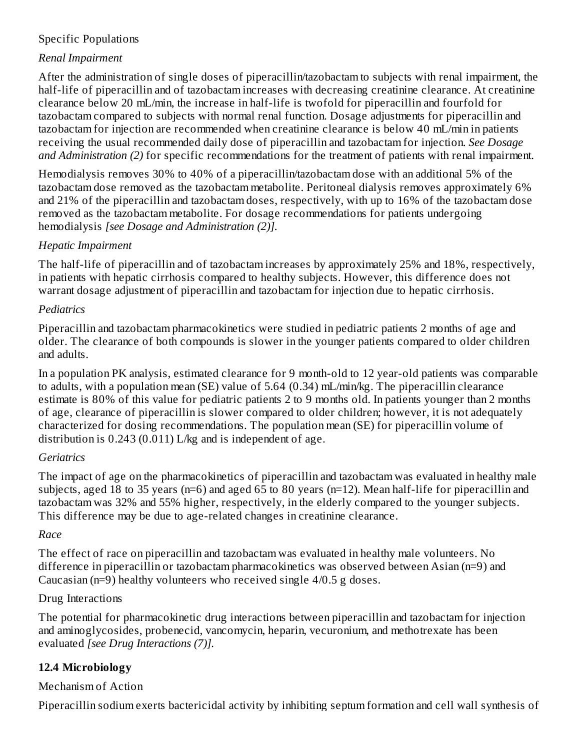Specific Populations

*Renal Impairment*

After the administration of single doses of piperacillin/tazobactam to subjects with renal impairment, the half-life of piperacillin and of tazobactam increases with decreasing creatinine clearance. At creatinine clearance below 20 mL/min, the increase in half-life is twofold for piperacillin and fourfold for tazobactam compared to subjects with normal renal function. Dosage adjustments for piperacillin and tazobactam for injection are recommended when creatinine clearance is below 40 mL/min in patients receiving the usual recommended daily dose of piperacillin and tazobactam for injection. *See Dosage and Administration (2)* for specific recommendations for the treatment of patients with renal impairment.

Hemodialysis removes 30% to 40% of a piperacillin/tazobactam dose with an additional 5% of the tazobactam dose removed as the tazobactam metabolite. Peritoneal dialysis removes approximately 6% and 21% of the piperacillin and tazobactam doses, respectively, with up to 16% of the tazobactam dose removed as the tazobactam metabolite. For dosage recommendations for patients undergoing hemodialysis *[see Dosage and Administration (2)]*.

*Hepatic Impairment*

The half-life of piperacillin and of tazobactam increases by approximately 25% and 18%, respectively, in patients with hepatic cirrhosis compared to healthy subjects. However, this difference does not warrant dosage adjustment of piperacillin and tazobactam for injection due to hepatic cirrhosis.

*Pediatrics*

Piperacillin and tazobactam pharmacokinetics were studied in pediatric patients 2 months of age and older. The clearance of both compounds is slower in the younger patients compared to older children and adults.

In a population PK analysis, estimated clearance for 9 month-old to 12 year-old patients was comparable to adults, with a population mean (SE) value of 5.64 (0.34) mL/min/kg. The piperacillin clearance estimate is 80% of this value for pediatric patients 2 to 9 months old. In patients younger than 2 months of age, clearance of piperacillin is slower compared to older children; however, it is not adequately characterized for dosing recommendations. The population mean (SE) for piperacillin volume of distribution is 0.243 (0.011) L/kg and is independent of age.

*Geriatrics*

The impact of age on the pharmacokinetics of piperacillin and tazobactam was evaluated in healthy male subjects, aged 18 to 35 years (n=6) and aged 65 to 80 years (n=12). Mean half-life for piperacillin and tazobactam was 32% and 55% higher, respectively, in the elderly compared to the younger subjects. This difference may be due to age-related changes in creatinine clearance.

*Race*

The effect of race on piperacillin and tazobactam was evaluated in healthy male volunteers. No difference in piperacillin or tazobactam pharmacokinetics was observed between Asian (n=9) and Caucasian (n=9) healthy volunteers who received single 4/0.5 g doses.

Drug Interactions

The potential for pharmacokinetic drug interactions between piperacillin and tazobactam for injection and aminoglycosides, probenecid, vancomycin, heparin, vecuronium, and methotrexate has been evaluated *[see Drug Interactions (7)]*.

### 12.4 Microbiology

Mechanism of Action

Piperacillin sodium exerts bactericidal activity by inhibiting septum formation and cell wall synthesis of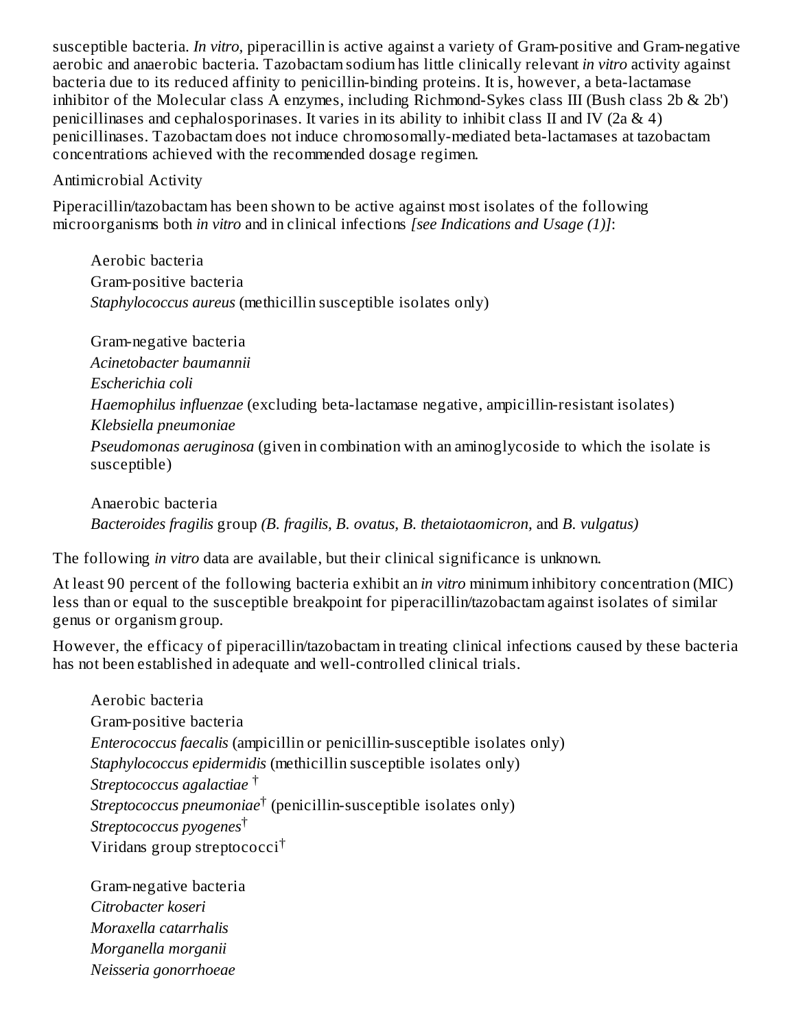susceptible bacteria. *In vitro,* piperacillin is active against a variety of Gram-positive and Gram-negative aerobic and anaerobic bacteria. Tazobactam sodium has little clinically relevant *in vitro* activity against bacteria due to its reduced affinity to penicillin-binding proteins. It is, however, a beta-lactamase inhibitor of the Molecular class A enzymes, including Richmond-Sykes class III (Bush class 2b & 2b') penicillinases and cephalosporinases. It varies in its ability to inhibit class II and IV (2a & 4) penicillinases. Tazobactam does not induce chromosomally-mediated beta-lactamases at tazobactam concentrations achieved with the recommended dosage regimen.

Antimicrobial Activity

Piperacillin/tazobactam has been shown to be active against most isolates of the following microorganisms both *in vitro* and in clinical infections *[see Indications and Usage (1)]*:

Aerobic bacteria
Gram-positive bacteria
*Staphylococcus aureus* (methicillin susceptible isolates only)

Gram-negative bacteria
*Acinetobacter baumannii*
*Escherichia coli*
*Haemophilus influenzae* (excluding beta-lactamase negative, ampicillin-resistant isolates)
*Klebsiella pneumoniae*
*Pseudomonas aeruginosa* (given in combination with an aminoglycoside to which the isolate is susceptible)

Anaerobic bacteria
*Bacteroides fragilis* group *(B. fragilis, B. ovatus, B. thetaiotaomicron,* and *B. vulgatus)*

The following *in vitro* data are available, but their clinical significance is unknown.

At least 90 percent of the following bacteria exhibit an *in vitro* minimum inhibitory concentration (MIC) less than or equal to the susceptible breakpoint for piperacillin/tazobactam against isolates of similar genus or organism group.

However, the efficacy of piperacillin/tazobactam in treating clinical infections caused by these bacteria has not been established in adequate and well-controlled clinical trials.

Aerobic bacteria
Gram-positive bacteria
*Enterococcus faecalis* (ampicillin or penicillin-susceptible isolates only)
*Staphylococcus epidermidis* (methicillin susceptible isolates only)
*Streptococcus agalactiae* †
*Streptococcus pneumoniae*† (penicillin-susceptible isolates only)
*Streptococcus pyogenes*†
Viridans group streptococci†

Gram-negative bacteria
*Citrobacter koseri*
*Moraxella catarrhalis*
*Morganella morganii*
*Neisseria gonorrhoeae*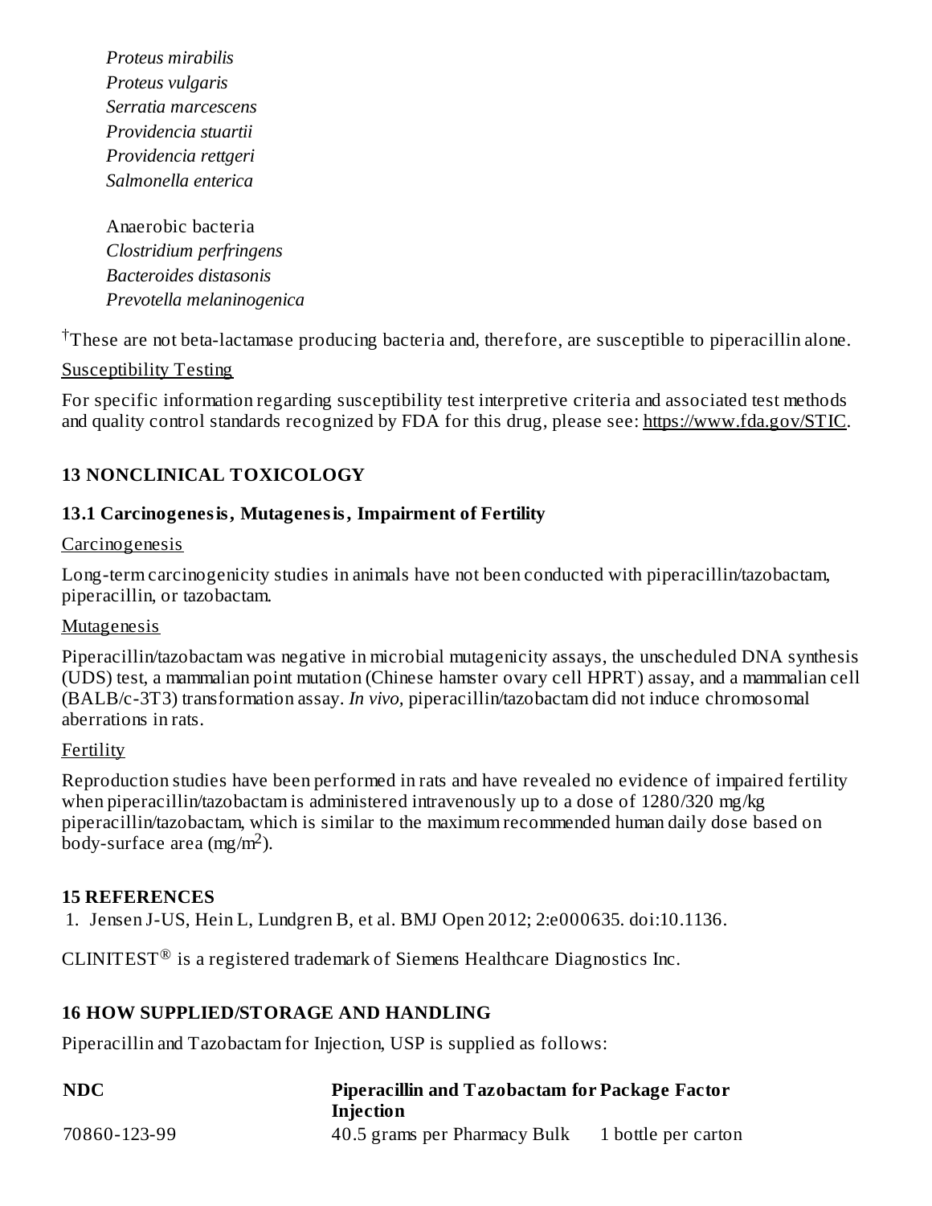*Proteus mirabilis*
*Proteus vulgaris*
*Serratia marcescens*
*Providencia stuartii*
*Providencia rettgeri*
*Salmonella enterica*

Anaerobic bacteria
*Clostridium perfringens*
*Bacteroides distasonis*
*Prevotella melaninogenica*

[†]These are not beta-lactamase producing bacteria and, therefore, are susceptible to piperacillin alone.

Susceptibility Testing

For specific information regarding susceptibility test interpretive criteria and associated test methods and quality control standards recognized by FDA for this drug, please see: https://www.fda.gov/STIC.

## 13 NONCLINICAL TOXICOLOGY

### 13.1 Carcinogenesis, Mutagenesis, Impairment of Fertility

Carcinogenesis

Long-term carcinogenicity studies in animals have not been conducted with piperacillin/tazobactam, piperacillin, or tazobactam.

Mutagenesis

Piperacillin/tazobactam was negative in microbial mutagenicity assays, the unscheduled DNA synthesis (UDS) test, a mammalian point mutation (Chinese hamster ovary cell HPRT) assay, and a mammalian cell (BALB/c-3T3) transformation assay. *In vivo,* piperacillin/tazobactam did not induce chromosomal aberrations in rats.

Fertility

Reproduction studies have been performed in rats and have revealed no evidence of impaired fertility when piperacillin/tazobactam is administered intravenously up to a dose of 1280/320 mg/kg piperacillin/tazobactam, which is similar to the maximum recommended human daily dose based on body-surface area (mg/m$^2$).

## 15 REFERENCES

1. Jensen J-US, Hein L, Lundgren B, et al. BMJ Open 2012; 2:e000635. doi:10.1136.

CLINITEST® is a registered trademark of Siemens Healthcare Diagnostics Inc.

## 16 HOW SUPPLIED/STORAGE AND HANDLING

Piperacillin and Tazobactam for Injection, USP is supplied as follows:

| NDC | Piperacillin and Tazobactam for Injection | Package Factor |
|---|---|---|
| 70860-123-99 | 40.5 grams per Pharmacy Bulk | 1 bottle per carton |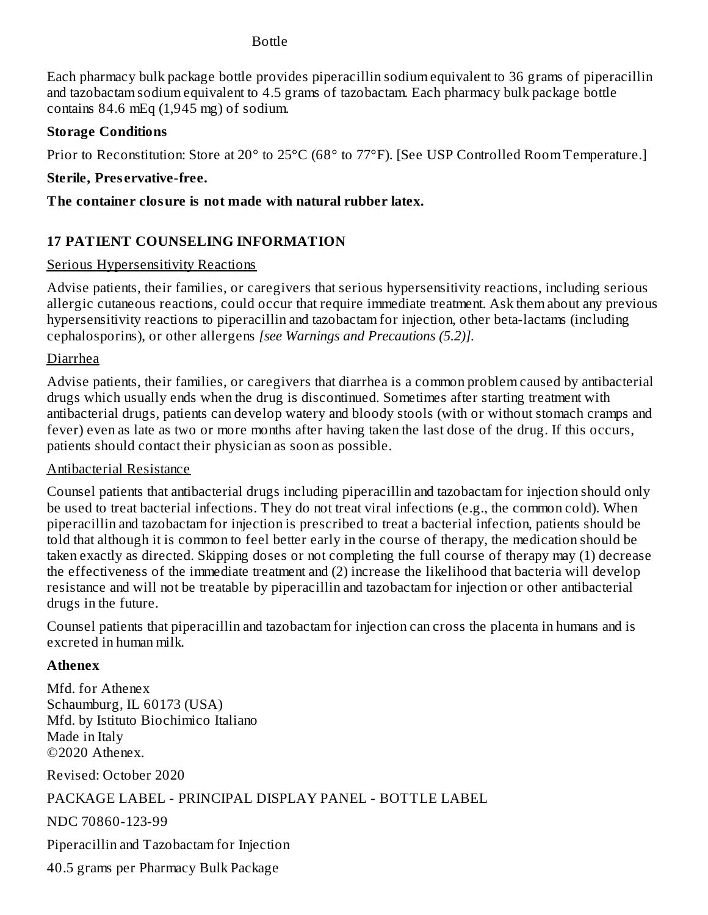Bottle

Each pharmacy bulk package bottle provides piperacillin sodium equivalent to 36 grams of piperacillin and tazobactam sodium equivalent to 4.5 grams of tazobactam. Each pharmacy bulk package bottle contains 84.6 mEq (1,945 mg) of sodium.

**Storage Conditions**

Prior to Reconstitution: Store at 20° to 25°C (68° to 77°F). [See USP Controlled Room Temperature.]

**Sterile, Preservative-free.**

**The container closure is not made with natural rubber latex.**

## 17 PATIENT COUNSELING INFORMATION

Serious Hypersensitivity Reactions

Advise patients, their families, or caregivers that serious hypersensitivity reactions, including serious allergic cutaneous reactions, could occur that require immediate treatment. Ask them about any previous hypersensitivity reactions to piperacillin and tazobactam for injection, other beta-lactams (including cephalosporins), or other allergens *[see Warnings and Precautions (5.2)]*.

Diarrhea

Advise patients, their families, or caregivers that diarrhea is a common problem caused by antibacterial drugs which usually ends when the drug is discontinued. Sometimes after starting treatment with antibacterial drugs, patients can develop watery and bloody stools (with or without stomach cramps and fever) even as late as two or more months after having taken the last dose of the drug. If this occurs, patients should contact their physician as soon as possible.

Antibacterial Resistance

Counsel patients that antibacterial drugs including piperacillin and tazobactam for injection should only be used to treat bacterial infections. They do not treat viral infections (e.g., the common cold). When piperacillin and tazobactam for injection is prescribed to treat a bacterial infection, patients should be told that although it is common to feel better early in the course of therapy, the medication should be taken exactly as directed. Skipping doses or not completing the full course of therapy may (1) decrease the effectiveness of the immediate treatment and (2) increase the likelihood that bacteria will develop resistance and will not be treatable by piperacillin and tazobactam for injection or other antibacterial drugs in the future.

Counsel patients that piperacillin and tazobactam for injection can cross the placenta in humans and is excreted in human milk.

**Athenex**

Mfd. for Athenex
Schaumburg, IL 60173 (USA)
Mfd. by Istituto Biochimico Italiano
Made in Italy
©2020 Athenex.

Revised: October 2020

PACKAGE LABEL - PRINCIPAL DISPLAY PANEL - BOTTLE LABEL

NDC 70860-123-99

Piperacillin and Tazobactam for Injection

40.5 grams per Pharmacy Bulk Package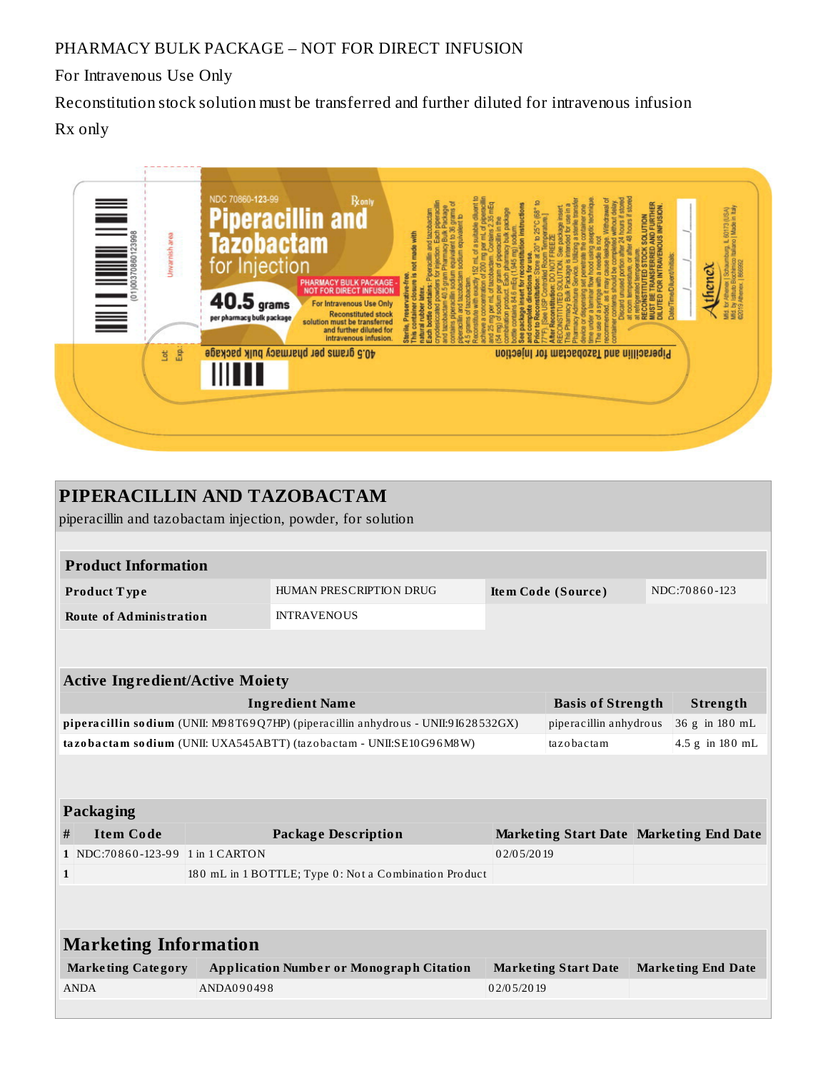PHARMACY BULK PACKAGE – NOT FOR DIRECT INFUSION

For Intravenous Use Only

Reconstitution stock solution must be transferred and further diluted for intravenous infusion

Rx only

NDC 70860-123-99 Rx only

**Piperacillin and Tazobactam for Injection**

**40.5 grams** per pharmacy bulk package

PHARMACY BULK PACKAGE - NOT FOR DIRECT INFUSION

For Intravenous Use Only

Reconstituted stock solution must be transferred and further diluted for intravenous infusion.

**Sterile, Preservative-free. This container closure is not made with natural rubber latex.**

**Each bottle contains:** Piperacillin and tazobactam cryodesiccated powders for injection. Each piperacillin and tazobactam 40.5 gram Pharmacy Bulk Package contains piperacillin sodium equivalent to 36 grams of piperacillin and tazobactam sodium equivalent to 4.5 grams of tazobactam.

Reconstitute with exactly 152 mL of a suitable diluent to achieve a concentration of 200 mg per mL of piperacillin and 25 mg per mL of tazobactam. Contains 2.35 mEq (54 mg) of sodium per gram of piperacillin in the combination product. Each pharmacy bulk package bottle contains 84.6 mEq (1945 mg) sodium.

**See package insert for reconstitution instructions and complete directions for use.**

**Prior to Reconstitution:** Store at 20° to 25°C (68° to 77°F). [See USP Controlled Room Temperature.]

**After Reconstitution:** DO NOT FREEZE RECONSTITUTED SOLUTION. See package insert.

This Pharmacy Bulk Package is intended for use in a Pharmacy Admixture Service. Utilizing a sterile transfer device or dispensing set penetrate the container one time under a laminar flow hood using aseptic technique. The use of a syringe with a needle is not recommended, as it may cause leakage. Withdrawal of container contents should be completed without delay. Discard unused portion after 24 hours if stored at room temperature, or after 48 hours if stored at refrigerated temperature.

**RECONSTITUTED STOCK SOLUTION MUST BE TRANSFERRED AND FURTHER DILUTED FOR INTRAVENOUS INFUSION.**

Date/Time/Diluent/Initials:

Athenex

Mfd. for Athenex | Schaumburg, IL 60173 (USA) Mfd. by Istituto Biochimico Italiano | Made in Italy ©2019 Athenex | 865992

Lot: Exp:

(01)00370860123998

# PIPERACILLIN AND TAZOBACTAM

piperacillin and tazobactam injection, powder, for solution

| Product Information | | | |
|---|---|---|---|
| **Product Type** | HUMAN PRESCRIPTION DRUG | **Item Code (Source)** | NDC:70860-123 |
| **Route of Administration** | INTRAVENOUS | | |

| Active Ingredient/Active Moiety | | |
|---|---|---|
| **Ingredient Name** | **Basis of Strength** | **Strength** |
| **piperacillin sodium** (UNII: M98T69Q7HP) (piperacillin anhydrous - UNII:9I628532GX) | piperacillin anhydrous | 36 g in 180 mL |
| **tazobactam sodium** (UNII: UXA545ABTT) (tazobactam - UNII:SE10G96M8W) | tazobactam | 4.5 g in 180 mL |

| Packaging | | | | |
|---|---|---|---|---|
| **#** | **Item Code** | **Package Description** | **Marketing Start Date** | **Marketing End Date** |
| 1 | NDC:70860-123-99 | 1 in 1 CARTON | 02/05/2019 | |
| 1 | | 180 mL in 1 BOTTLE; Type 0: Not a Combination Product | | |

| Marketing Information | | | |
|---|---|---|---|
| **Marketing Category** | **Application Number or Monograph Citation** | **Marketing Start Date** | **Marketing End Date** |
| ANDA | ANDA090498 | 02/05/2019 | |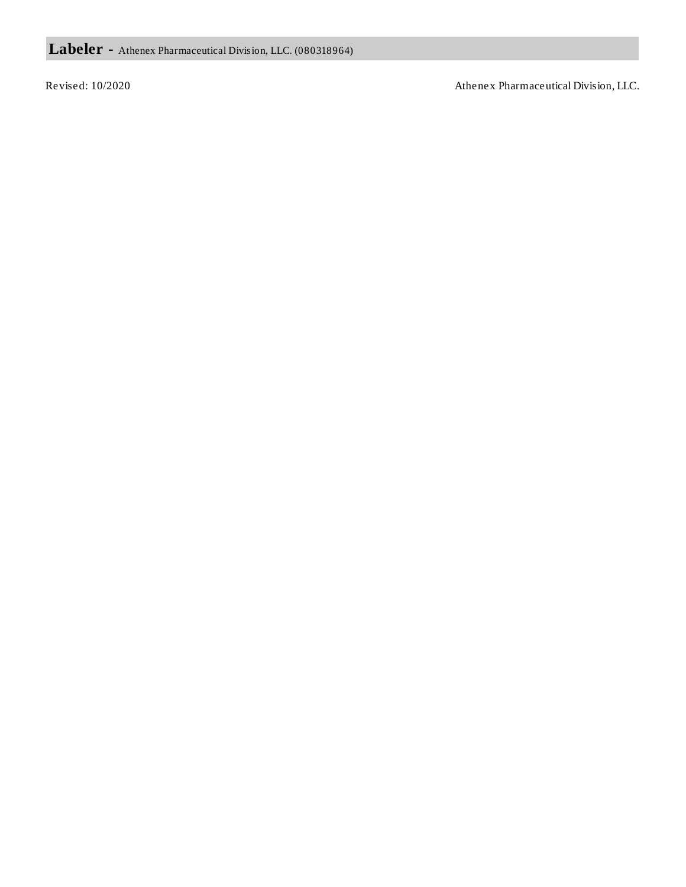**Labeler -** Athenex Pharmaceutical Division, LLC. (080318964)

Revised: 10/2020

Athenex Pharmaceutical Division, LLC.